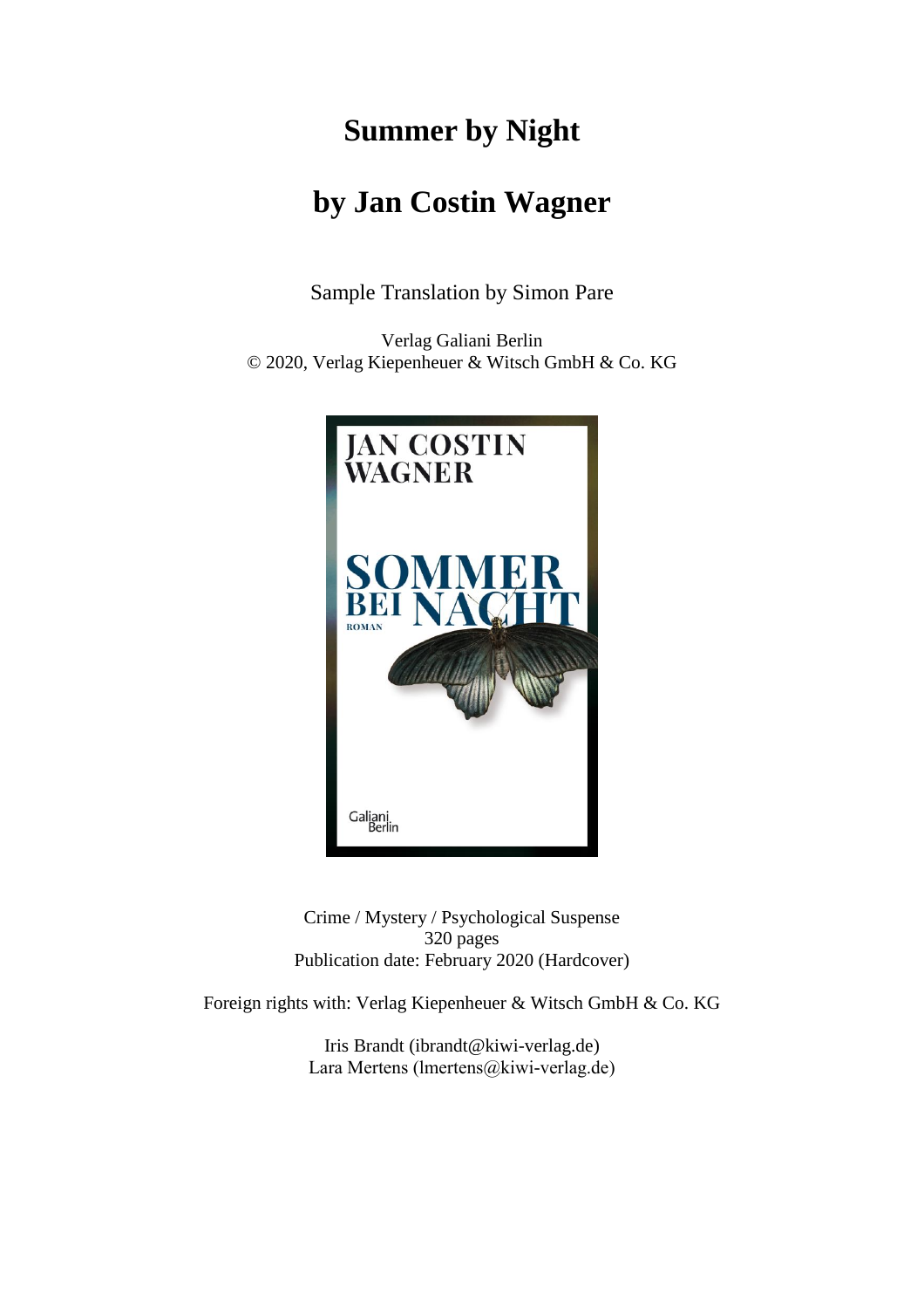# Summer by Night

# by Jan Costin Wagner

Sample Translation by Simon Pare

Verlag Galiani Berlin
© 2020, Verlag Kiepenheuer & Witsch GmbH & Co. KG

Crime / Mystery / Psychological Suspense
320 pages
Publication date: February 2020 (Hardcover)

Foreign rights with: Verlag Kiepenheuer & Witsch GmbH & Co. KG

Iris Brandt (ibrandt@kiwi-verlag.de)
Lara Mertens (lmertens@kiwi-verlag.de)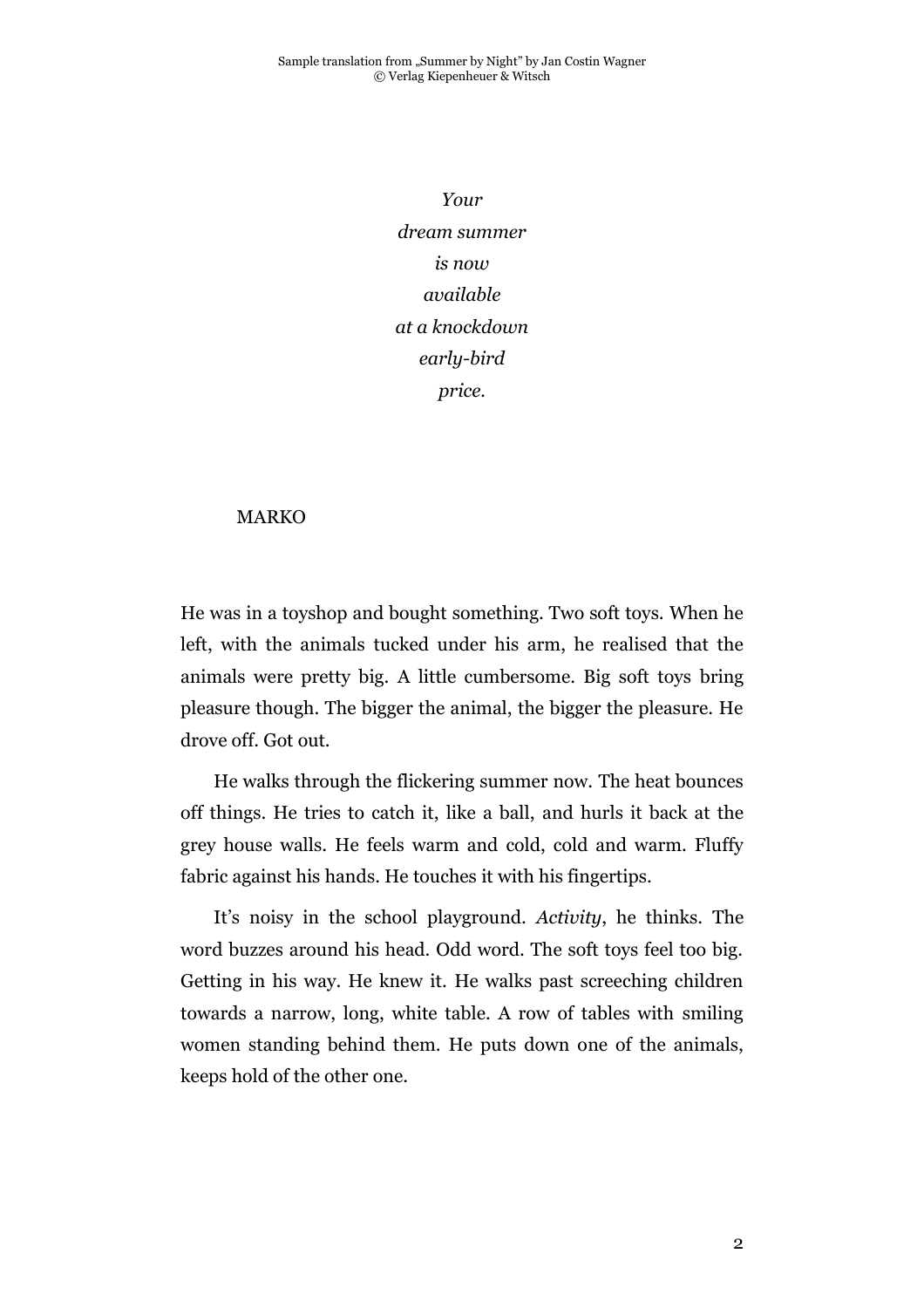*Your*
*dream summer*
*is now*
*available*
*at a knockdown*
*early-bird*
*price.*

MARKO

He was in a toyshop and bought something. Two soft toys. When he left, with the animals tucked under his arm, he realised that the animals were pretty big. A little cumbersome. Big soft toys bring pleasure though. The bigger the animal, the bigger the pleasure. He drove off. Got out.

He walks through the flickering summer now. The heat bounces off things. He tries to catch it, like a ball, and hurls it back at the grey house walls. He feels warm and cold, cold and warm. Fluffy fabric against his hands. He touches it with his fingertips.

It's noisy in the school playground. *Activity*, he thinks. The word buzzes around his head. Odd word. The soft toys feel too big. Getting in his way. He knew it. He walks past screeching children towards a narrow, long, white table. A row of tables with smiling women standing behind them. He puts down one of the animals, keeps hold of the other one.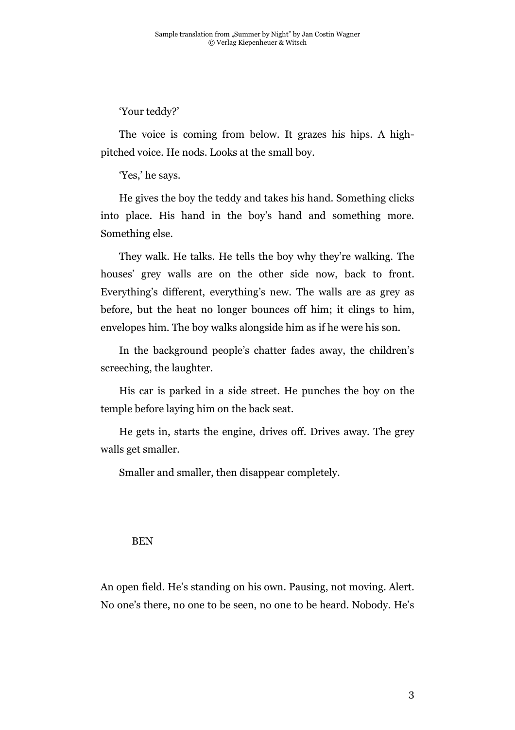'Your teddy?'

The voice is coming from below. It grazes his hips. A high-pitched voice. He nods. Looks at the small boy.

'Yes,' he says.

He gives the boy the teddy and takes his hand. Something clicks into place. His hand in the boy's hand and something more. Something else.

They walk. He talks. He tells the boy why they're walking. The houses' grey walls are on the other side now, back to front. Everything's different, everything's new. The walls are as grey as before, but the heat no longer bounces off him; it clings to him, envelopes him. The boy walks alongside him as if he were his son.

In the background people's chatter fades away, the children's screeching, the laughter.

His car is parked in a side street. He punches the boy on the temple before laying him on the back seat.

He gets in, starts the engine, drives off. Drives away. The grey walls get smaller.

Smaller and smaller, then disappear completely.

## BEN

An open field. He's standing on his own. Pausing, not moving. Alert. No one's there, no one to be seen, no one to be heard. Nobody. He's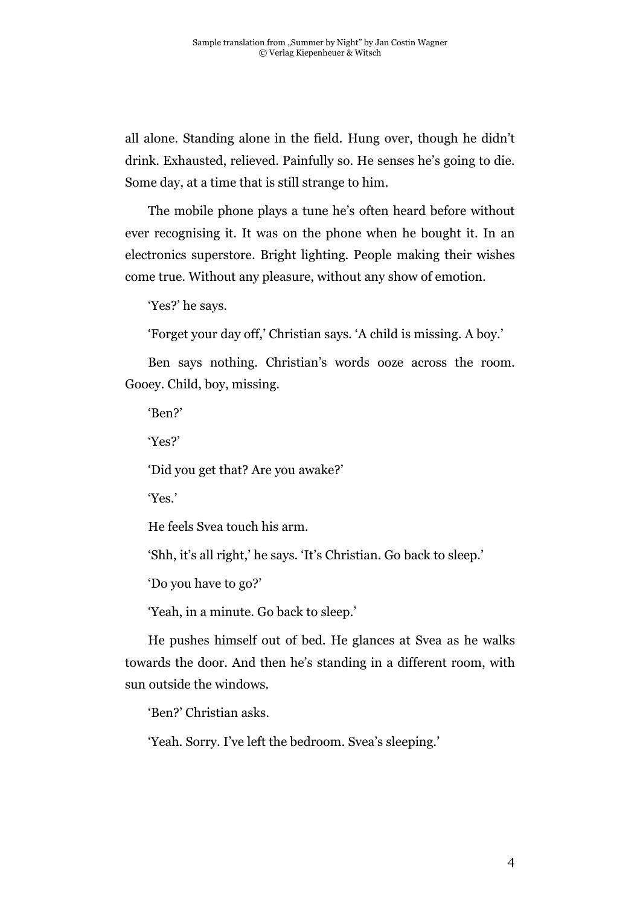all alone. Standing alone in the field. Hung over, though he didn't drink. Exhausted, relieved. Painfully so. He senses he's going to die. Some day, at a time that is still strange to him.

The mobile phone plays a tune he's often heard before without ever recognising it. It was on the phone when he bought it. In an electronics superstore. Bright lighting. People making their wishes come true. Without any pleasure, without any show of emotion.

'Yes?' he says.

'Forget your day off,' Christian says. 'A child is missing. A boy.'

Ben says nothing. Christian's words ooze across the room. Gooey. Child, boy, missing.

'Ben?'

'Yes?'

'Did you get that? Are you awake?'

'Yes.'

He feels Svea touch his arm.

'Shh, it's all right,' he says. 'It's Christian. Go back to sleep.'

'Do you have to go?'

'Yeah, in a minute. Go back to sleep.'

He pushes himself out of bed. He glances at Svea as he walks towards the door. And then he's standing in a different room, with sun outside the windows.

'Ben?' Christian asks.

'Yeah. Sorry. I've left the bedroom. Svea's sleeping.'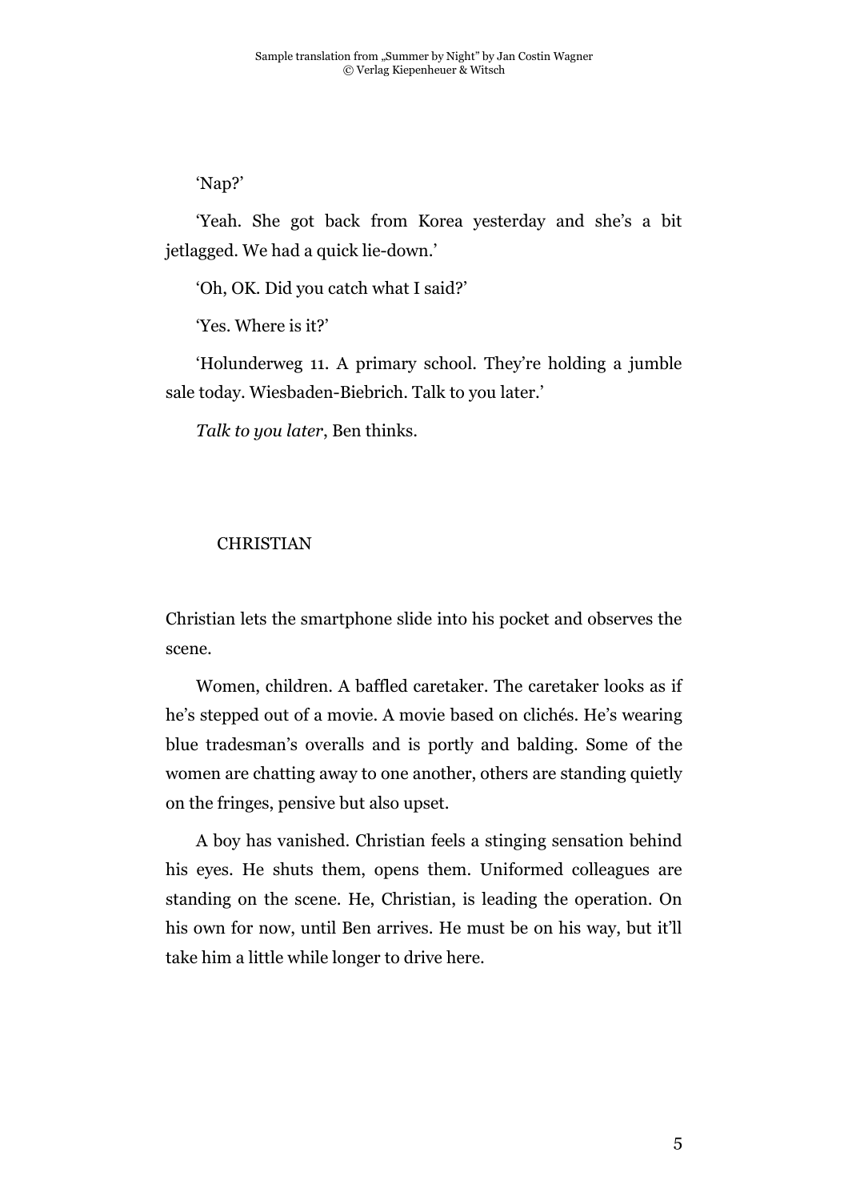'Nap?'

'Yeah. She got back from Korea yesterday and she's a bit jetlagged. We had a quick lie-down.'

'Oh, OK. Did you catch what I said?'

'Yes. Where is it?'

'Holunderweg 11. A primary school. They're holding a jumble sale today. Wiesbaden-Biebrich. Talk to you later.'

*Talk to you later*, Ben thinks.

## CHRISTIAN

Christian lets the smartphone slide into his pocket and observes the scene.

Women, children. A baffled caretaker. The caretaker looks as if he's stepped out of a movie. A movie based on clichés. He's wearing blue tradesman's overalls and is portly and balding. Some of the women are chatting away to one another, others are standing quietly on the fringes, pensive but also upset.

A boy has vanished. Christian feels a stinging sensation behind his eyes. He shuts them, opens them. Uniformed colleagues are standing on the scene. He, Christian, is leading the operation. On his own for now, until Ben arrives. He must be on his way, but it'll take him a little while longer to drive here.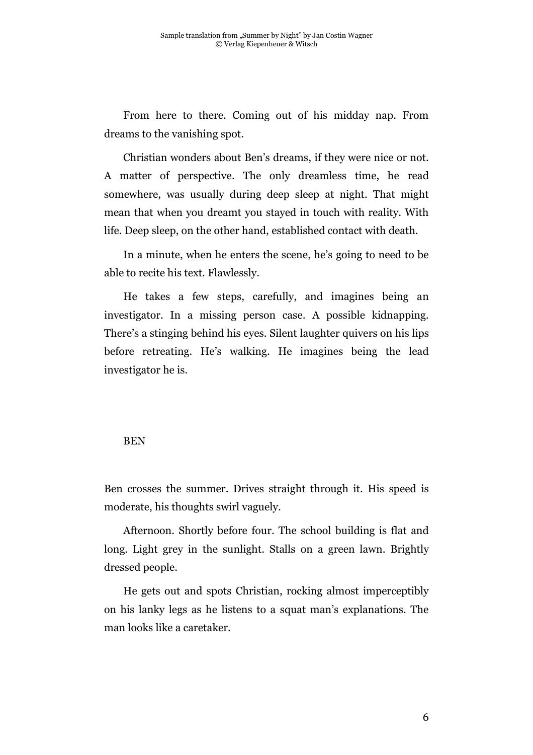From here to there. Coming out of his midday nap. From dreams to the vanishing spot.

Christian wonders about Ben's dreams, if they were nice or not. A matter of perspective. The only dreamless time, he read somewhere, was usually during deep sleep at night. That might mean that when you dreamt you stayed in touch with reality. With life. Deep sleep, on the other hand, established contact with death.

In a minute, when he enters the scene, he's going to need to be able to recite his text. Flawlessly.

He takes a few steps, carefully, and imagines being an investigator. In a missing person case. A possible kidnapping. There's a stinging behind his eyes. Silent laughter quivers on his lips before retreating. He's walking. He imagines being the lead investigator he is.

## BEN

Ben crosses the summer. Drives straight through it. His speed is moderate, his thoughts swirl vaguely.

Afternoon. Shortly before four. The school building is flat and long. Light grey in the sunlight. Stalls on a green lawn. Brightly dressed people.

He gets out and spots Christian, rocking almost imperceptibly on his lanky legs as he listens to a squat man's explanations. The man looks like a caretaker.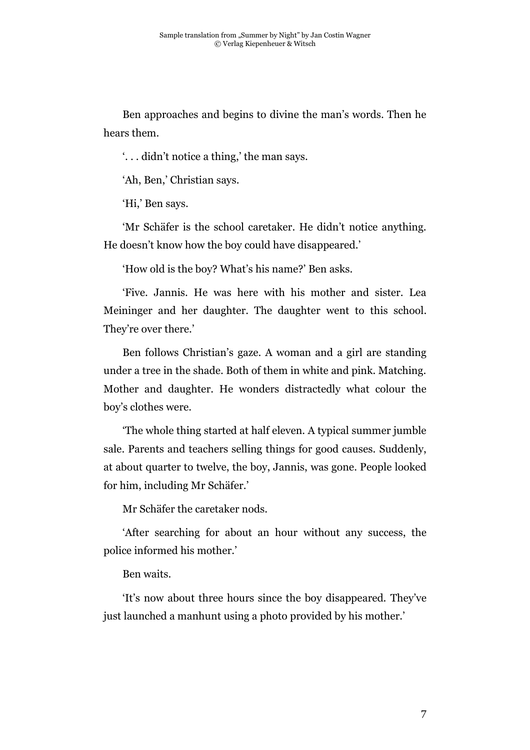Ben approaches and begins to divine the man's words. Then he hears them.

'. . . didn't notice a thing,' the man says.

'Ah, Ben,' Christian says.

'Hi,' Ben says.

'Mr Schäfer is the school caretaker. He didn't notice anything. He doesn't know how the boy could have disappeared.'

'How old is the boy? What's his name?' Ben asks.

'Five. Jannis. He was here with his mother and sister. Lea Meininger and her daughter. The daughter went to this school. They're over there.'

Ben follows Christian's gaze. A woman and a girl are standing under a tree in the shade. Both of them in white and pink. Matching. Mother and daughter. He wonders distractedly what colour the boy's clothes were.

'The whole thing started at half eleven. A typical summer jumble sale. Parents and teachers selling things for good causes. Suddenly, at about quarter to twelve, the boy, Jannis, was gone. People looked for him, including Mr Schäfer.'

Mr Schäfer the caretaker nods.

'After searching for about an hour without any success, the police informed his mother.'

Ben waits.

'It's now about three hours since the boy disappeared. They've just launched a manhunt using a photo provided by his mother.'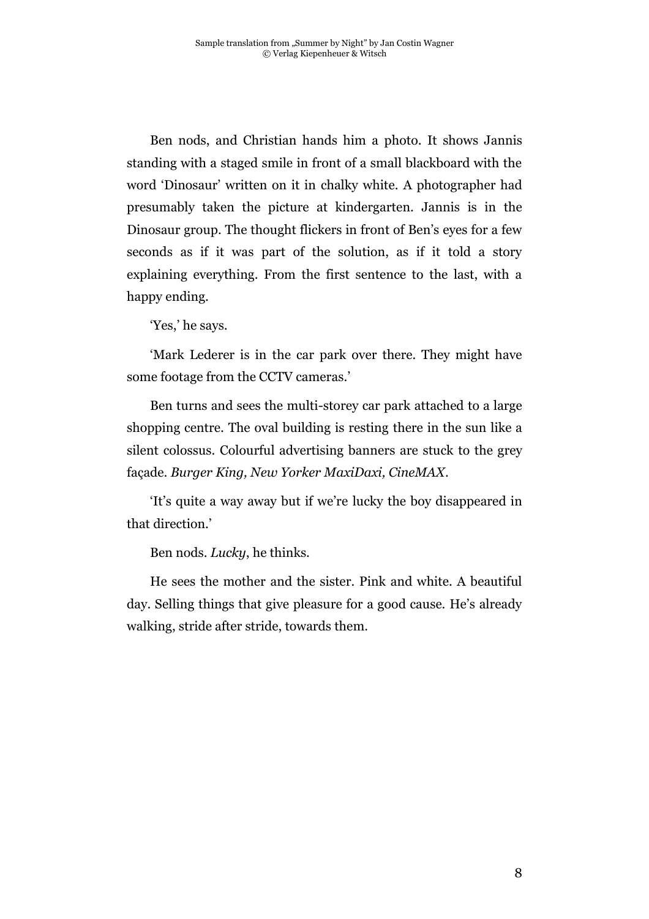Ben nods, and Christian hands him a photo. It shows Jannis standing with a staged smile in front of a small blackboard with the word 'Dinosaur' written on it in chalky white. A photographer had presumably taken the picture at kindergarten. Jannis is in the Dinosaur group. The thought flickers in front of Ben's eyes for a few seconds as if it was part of the solution, as if it told a story explaining everything. From the first sentence to the last, with a happy ending.

'Yes,' he says.

'Mark Lederer is in the car park over there. They might have some footage from the CCTV cameras.'

Ben turns and sees the multi-storey car park attached to a large shopping centre. The oval building is resting there in the sun like a silent colossus. Colourful advertising banners are stuck to the grey façade. *Burger King, New Yorker MaxiDaxi, CineMAX*.

'It's quite a way away but if we're lucky the boy disappeared in that direction.'

Ben nods. *Lucky*, he thinks.

He sees the mother and the sister. Pink and white. A beautiful day. Selling things that give pleasure for a good cause. He's already walking, stride after stride, towards them.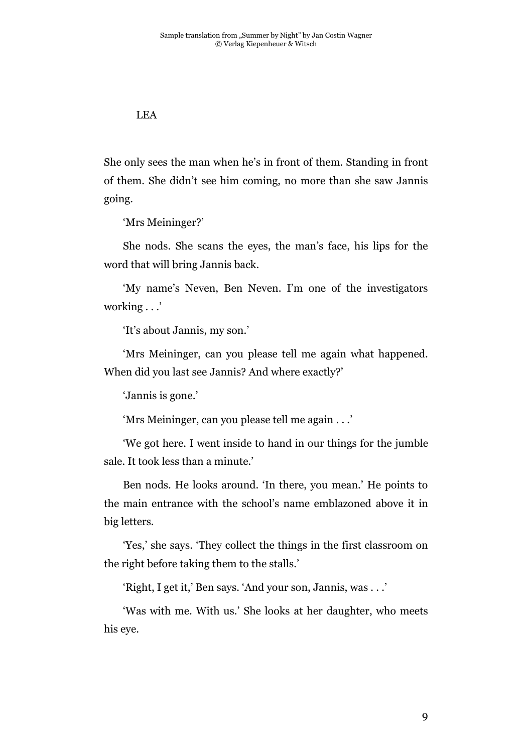## LEA

She only sees the man when he's in front of them. Standing in front of them. She didn't see him coming, no more than she saw Jannis going.

'Mrs Meininger?'

She nods. She scans the eyes, the man's face, his lips for the word that will bring Jannis back.

'My name's Neven, Ben Neven. I'm one of the investigators working . . .'

'It's about Jannis, my son.'

'Mrs Meininger, can you please tell me again what happened. When did you last see Jannis? And where exactly?'

'Jannis is gone.'

'Mrs Meininger, can you please tell me again . . .'

'We got here. I went inside to hand in our things for the jumble sale. It took less than a minute.'

Ben nods. He looks around. 'In there, you mean.' He points to the main entrance with the school's name emblazoned above it in big letters.

'Yes,' she says. 'They collect the things in the first classroom on the right before taking them to the stalls.'

'Right, I get it,' Ben says. 'And your son, Jannis, was . . .'

'Was with me. With us.' She looks at her daughter, who meets his eye.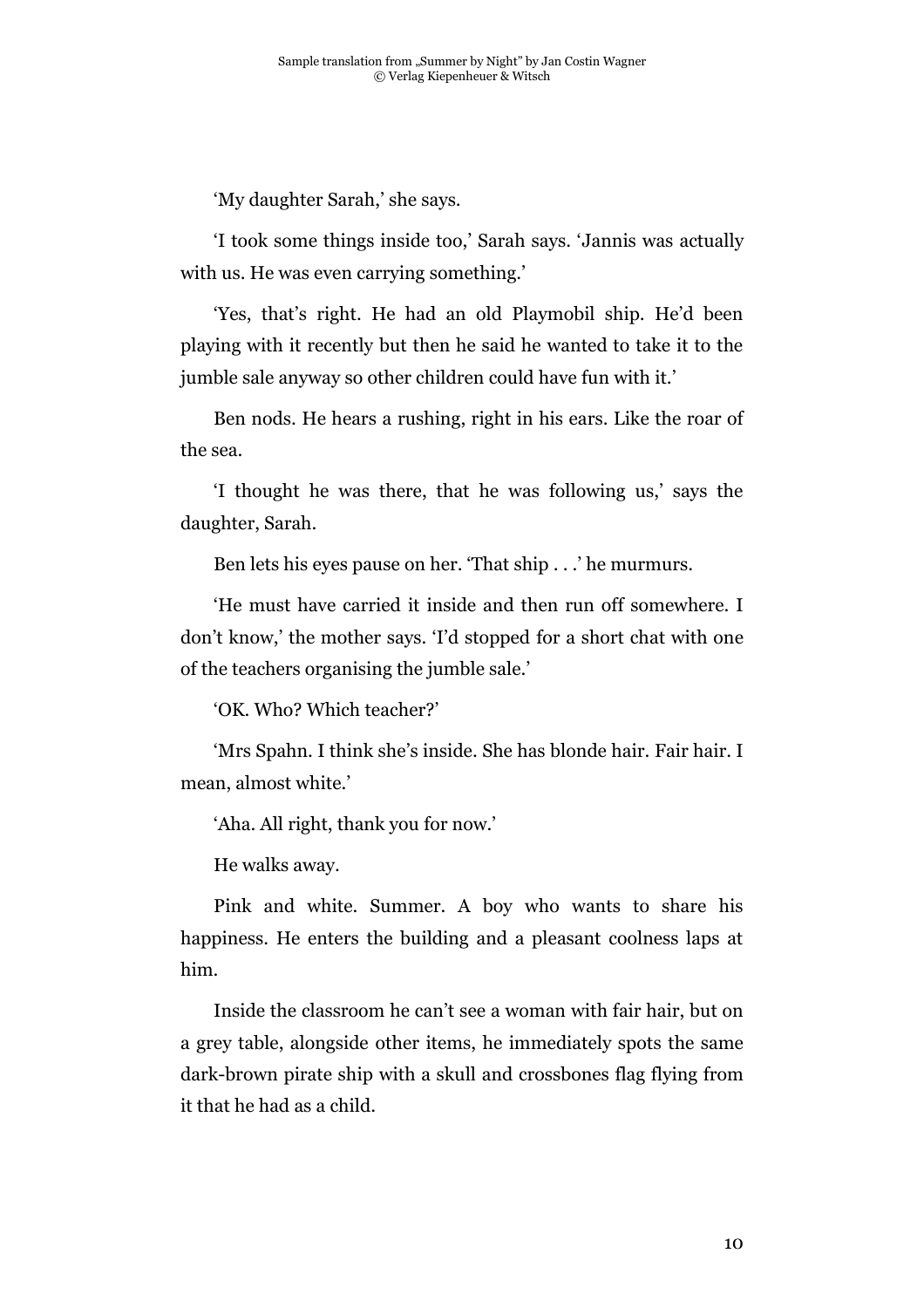'My daughter Sarah,' she says.

'I took some things inside too,' Sarah says. 'Jannis was actually with us. He was even carrying something.'

'Yes, that's right. He had an old Playmobil ship. He'd been playing with it recently but then he said he wanted to take it to the jumble sale anyway so other children could have fun with it.'

Ben nods. He hears a rushing, right in his ears. Like the roar of the sea.

'I thought he was there, that he was following us,' says the daughter, Sarah.

Ben lets his eyes pause on her. 'That ship . . .' he murmurs.

'He must have carried it inside and then run off somewhere. I don't know,' the mother says. 'I'd stopped for a short chat with one of the teachers organising the jumble sale.'

'OK. Who? Which teacher?'

'Mrs Spahn. I think she's inside. She has blonde hair. Fair hair. I mean, almost white.'

'Aha. All right, thank you for now.'

He walks away.

Pink and white. Summer. A boy who wants to share his happiness. He enters the building and a pleasant coolness laps at him.

Inside the classroom he can't see a woman with fair hair, but on a grey table, alongside other items, he immediately spots the same dark-brown pirate ship with a skull and crossbones flag flying from it that he had as a child.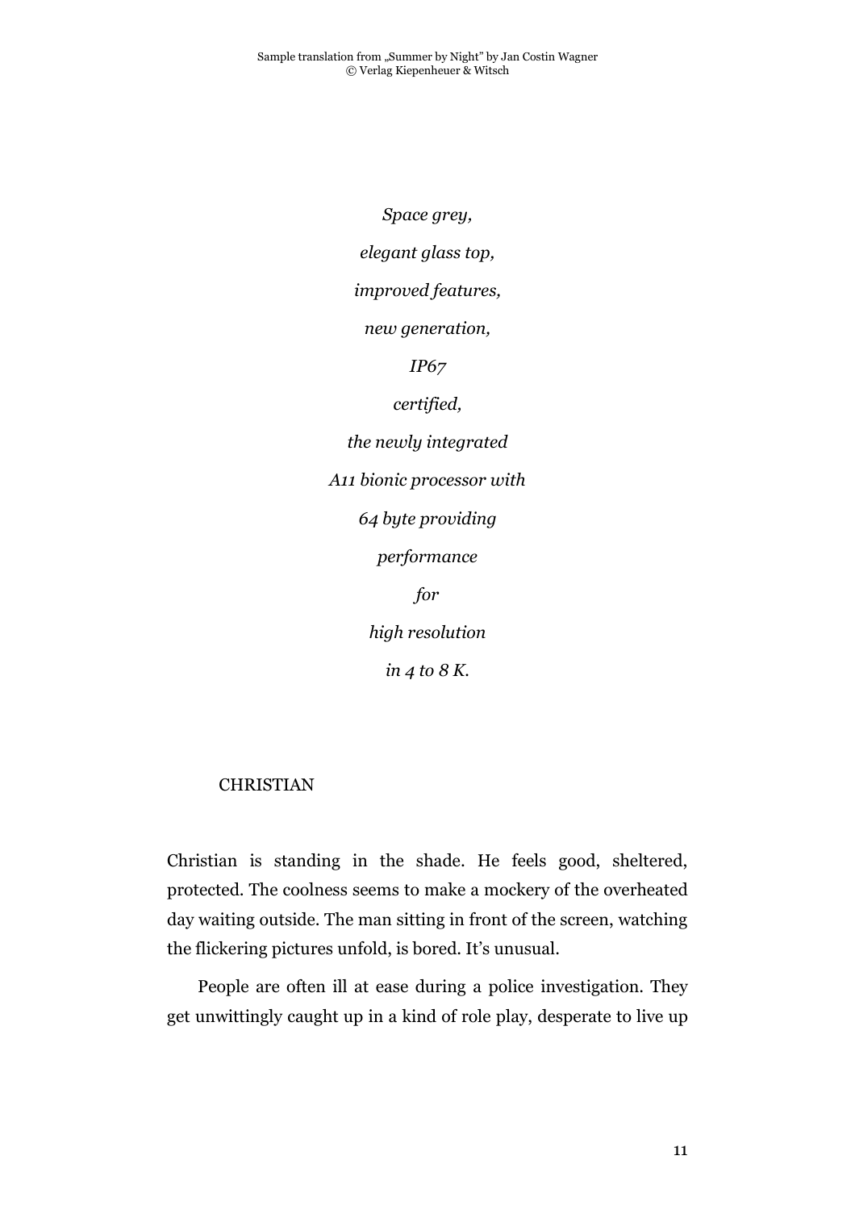*Space grey,*

*elegant glass top,*

*improved features,*

*new generation,*

*IP67*

*certified,*

*the newly integrated*

*A11 bionic processor with*

*64 byte providing*

*performance*

*for*

*high resolution*

*in 4 to 8 K.*

## CHRISTIAN

Christian is standing in the shade. He feels good, sheltered, protected. The coolness seems to make a mockery of the overheated day waiting outside. The man sitting in front of the screen, watching the flickering pictures unfold, is bored. It's unusual.

People are often ill at ease during a police investigation. They get unwittingly caught up in a kind of role play, desperate to live up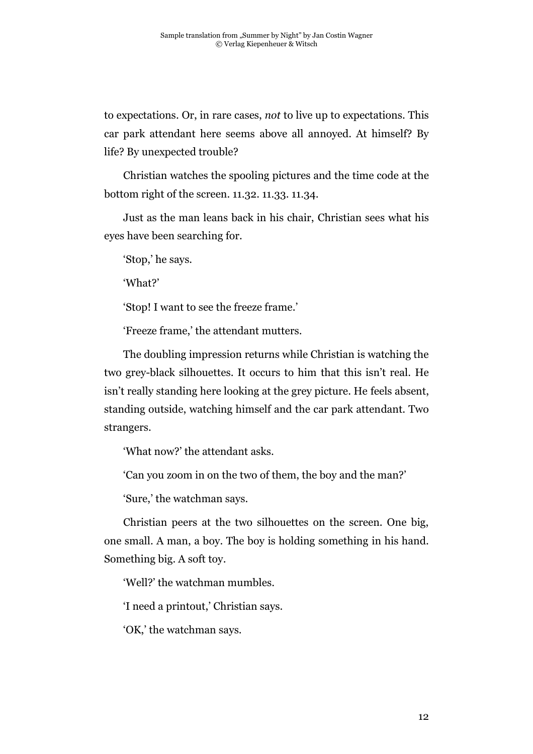to expectations. Or, in rare cases, *not* to live up to expectations. This car park attendant here seems above all annoyed. At himself? By life? By unexpected trouble?

Christian watches the spooling pictures and the time code at the bottom right of the screen. 11.32. 11.33. 11.34.

Just as the man leans back in his chair, Christian sees what his eyes have been searching for.

'Stop,' he says.

'What?'

'Stop! I want to see the freeze frame.'

'Freeze frame,' the attendant mutters.

The doubling impression returns while Christian is watching the two grey-black silhouettes. It occurs to him that this isn't real. He isn't really standing here looking at the grey picture. He feels absent, standing outside, watching himself and the car park attendant. Two strangers.

'What now?' the attendant asks.

'Can you zoom in on the two of them, the boy and the man?'

'Sure,' the watchman says.

Christian peers at the two silhouettes on the screen. One big, one small. A man, a boy. The boy is holding something in his hand. Something big. A soft toy.

'Well?' the watchman mumbles.

'I need a printout,' Christian says.

'OK,' the watchman says.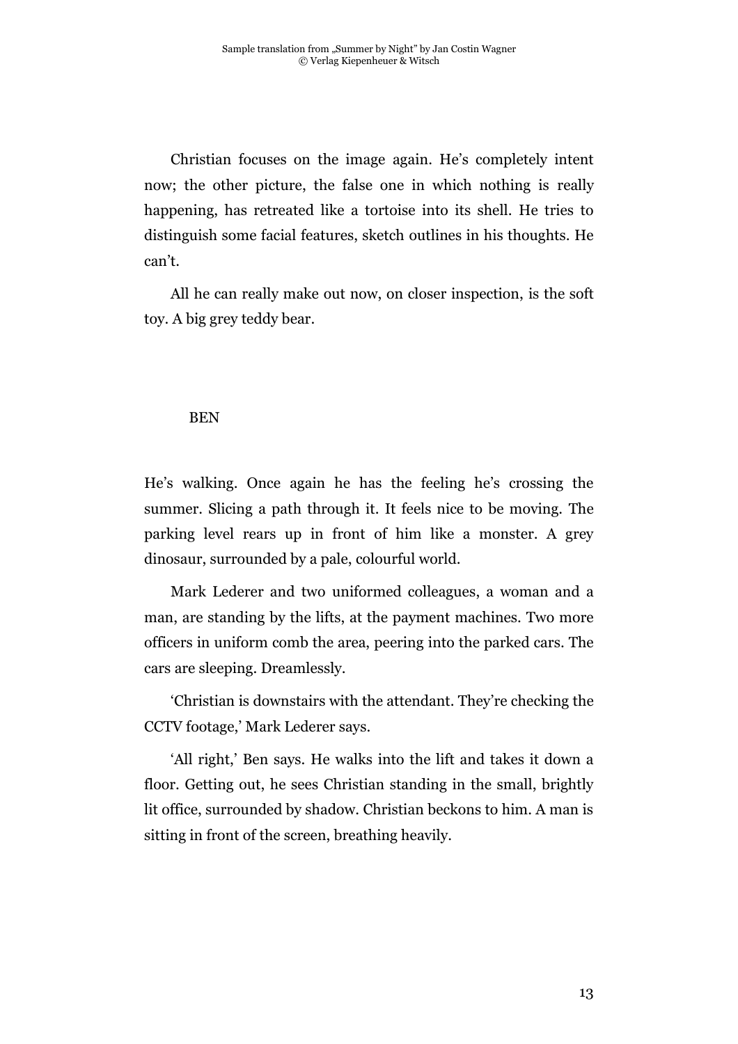Christian focuses on the image again. He's completely intent now; the other picture, the false one in which nothing is really happening, has retreated like a tortoise into its shell. He tries to distinguish some facial features, sketch outlines in his thoughts. He can't.

All he can really make out now, on closer inspection, is the soft toy. A big grey teddy bear.

## BEN

He's walking. Once again he has the feeling he's crossing the summer. Slicing a path through it. It feels nice to be moving. The parking level rears up in front of him like a monster. A grey dinosaur, surrounded by a pale, colourful world.

Mark Lederer and two uniformed colleagues, a woman and a man, are standing by the lifts, at the payment machines. Two more officers in uniform comb the area, peering into the parked cars. The cars are sleeping. Dreamlessly.

'Christian is downstairs with the attendant. They're checking the CCTV footage,' Mark Lederer says.

'All right,' Ben says. He walks into the lift and takes it down a floor. Getting out, he sees Christian standing in the small, brightly lit office, surrounded by shadow. Christian beckons to him. A man is sitting in front of the screen, breathing heavily.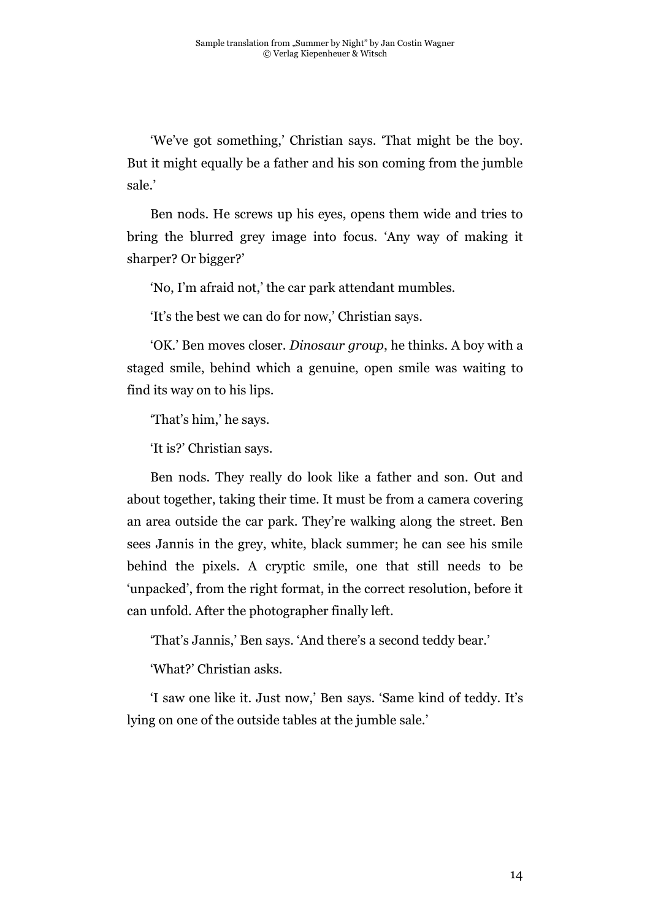'We've got something,' Christian says. 'That might be the boy. But it might equally be a father and his son coming from the jumble sale.'

Ben nods. He screws up his eyes, opens them wide and tries to bring the blurred grey image into focus. 'Any way of making it sharper? Or bigger?'

'No, I'm afraid not,' the car park attendant mumbles.

'It's the best we can do for now,' Christian says.

'OK.' Ben moves closer. *Dinosaur group*, he thinks. A boy with a staged smile, behind which a genuine, open smile was waiting to find its way on to his lips.

'That's him,' he says.

'It is?' Christian says.

Ben nods. They really do look like a father and son. Out and about together, taking their time. It must be from a camera covering an area outside the car park. They're walking along the street. Ben sees Jannis in the grey, white, black summer; he can see his smile behind the pixels. A cryptic smile, one that still needs to be 'unpacked', from the right format, in the correct resolution, before it can unfold. After the photographer finally left.

'That's Jannis,' Ben says. 'And there's a second teddy bear.'

'What?' Christian asks.

'I saw one like it. Just now,' Ben says. 'Same kind of teddy. It's lying on one of the outside tables at the jumble sale.'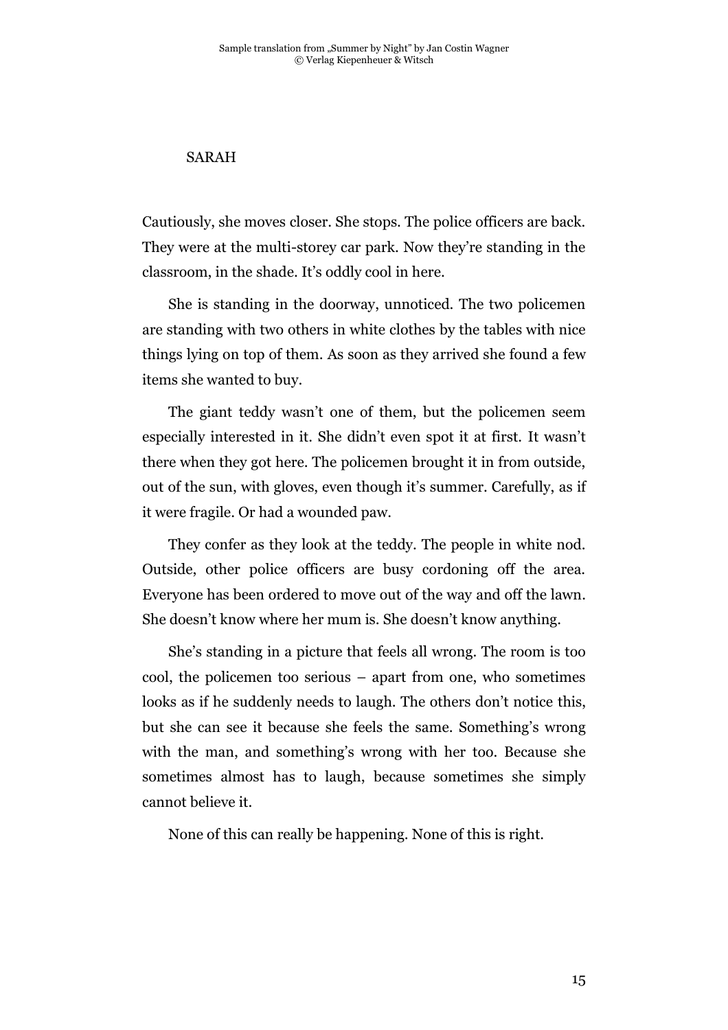## SARAH

Cautiously, she moves closer. She stops. The police officers are back. They were at the multi-storey car park. Now they're standing in the classroom, in the shade. It's oddly cool in here.

She is standing in the doorway, unnoticed. The two policemen are standing with two others in white clothes by the tables with nice things lying on top of them. As soon as they arrived she found a few items she wanted to buy.

The giant teddy wasn't one of them, but the policemen seem especially interested in it. She didn't even spot it at first. It wasn't there when they got here. The policemen brought it in from outside, out of the sun, with gloves, even though it's summer. Carefully, as if it were fragile. Or had a wounded paw.

They confer as they look at the teddy. The people in white nod. Outside, other police officers are busy cordoning off the area. Everyone has been ordered to move out of the way and off the lawn. She doesn't know where her mum is. She doesn't know anything.

She's standing in a picture that feels all wrong. The room is too cool, the policemen too serious – apart from one, who sometimes looks as if he suddenly needs to laugh. The others don't notice this, but she can see it because she feels the same. Something's wrong with the man, and something's wrong with her too. Because she sometimes almost has to laugh, because sometimes she simply cannot believe it.

None of this can really be happening. None of this is right.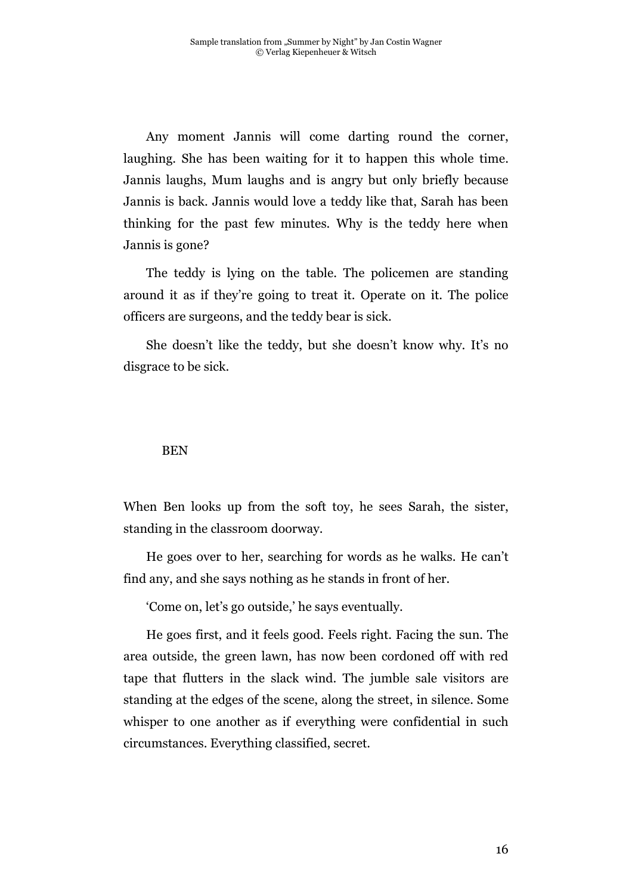Any moment Jannis will come darting round the corner, laughing. She has been waiting for it to happen this whole time. Jannis laughs, Mum laughs and is angry but only briefly because Jannis is back. Jannis would love a teddy like that, Sarah has been thinking for the past few minutes. Why is the teddy here when Jannis is gone?

The teddy is lying on the table. The policemen are standing around it as if they're going to treat it. Operate on it. The police officers are surgeons, and the teddy bear is sick.

She doesn't like the teddy, but she doesn't know why. It's no disgrace to be sick.

## BEN

When Ben looks up from the soft toy, he sees Sarah, the sister, standing in the classroom doorway.

He goes over to her, searching for words as he walks. He can't find any, and she says nothing as he stands in front of her.

'Come on, let's go outside,' he says eventually.

He goes first, and it feels good. Feels right. Facing the sun. The area outside, the green lawn, has now been cordoned off with red tape that flutters in the slack wind. The jumble sale visitors are standing at the edges of the scene, along the street, in silence. Some whisper to one another as if everything were confidential in such circumstances. Everything classified, secret.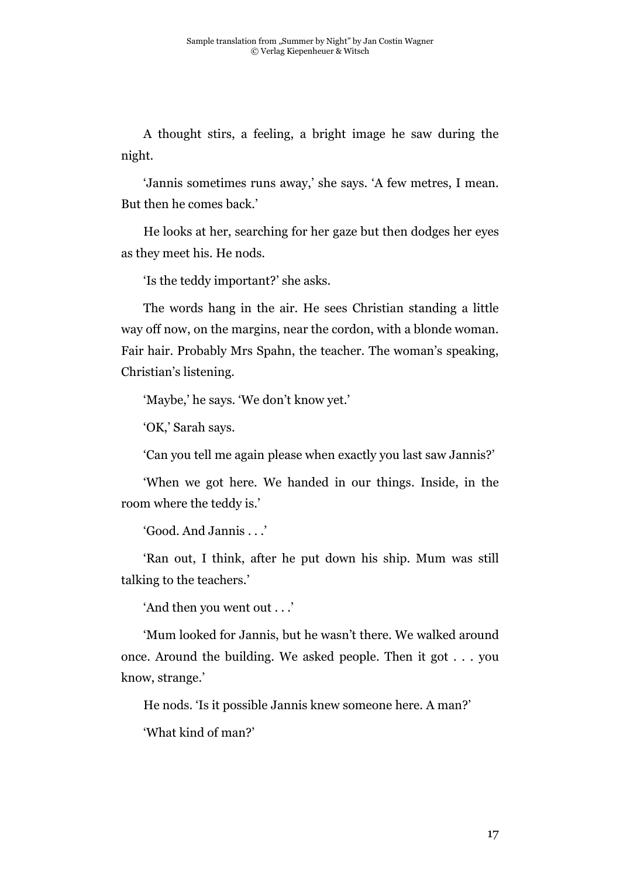A thought stirs, a feeling, a bright image he saw during the night.

'Jannis sometimes runs away,' she says. 'A few metres, I mean. But then he comes back.'

He looks at her, searching for her gaze but then dodges her eyes as they meet his. He nods.

'Is the teddy important?' she asks.

The words hang in the air. He sees Christian standing a little way off now, on the margins, near the cordon, with a blonde woman. Fair hair. Probably Mrs Spahn, the teacher. The woman's speaking, Christian's listening.

'Maybe,' he says. 'We don't know yet.'

'OK,' Sarah says.

'Can you tell me again please when exactly you last saw Jannis?'

'When we got here. We handed in our things. Inside, in the room where the teddy is.'

'Good. And Jannis . . .'

'Ran out, I think, after he put down his ship. Mum was still talking to the teachers.'

'And then you went out . . .'

'Mum looked for Jannis, but he wasn't there. We walked around once. Around the building. We asked people. Then it got . . . you know, strange.'

He nods. 'Is it possible Jannis knew someone here. A man?'

'What kind of man?'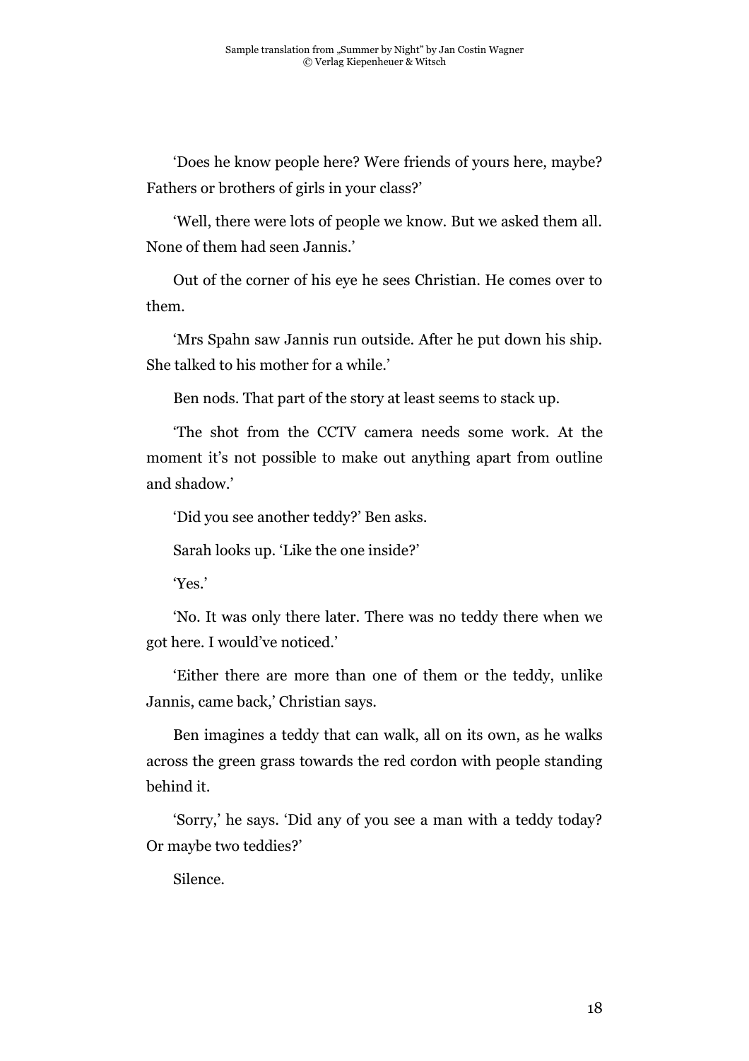'Does he know people here? Were friends of yours here, maybe? Fathers or brothers of girls in your class?'

'Well, there were lots of people we know. But we asked them all. None of them had seen Jannis.'

Out of the corner of his eye he sees Christian. He comes over to them.

'Mrs Spahn saw Jannis run outside. After he put down his ship. She talked to his mother for a while.'

Ben nods. That part of the story at least seems to stack up.

'The shot from the CCTV camera needs some work. At the moment it's not possible to make out anything apart from outline and shadow.'

'Did you see another teddy?' Ben asks.

Sarah looks up. 'Like the one inside?'

'Yes.'

'No. It was only there later. There was no teddy there when we got here. I would've noticed.'

'Either there are more than one of them or the teddy, unlike Jannis, came back,' Christian says.

Ben imagines a teddy that can walk, all on its own, as he walks across the green grass towards the red cordon with people standing behind it.

'Sorry,' he says. 'Did any of you see a man with a teddy today? Or maybe two teddies?'

Silence.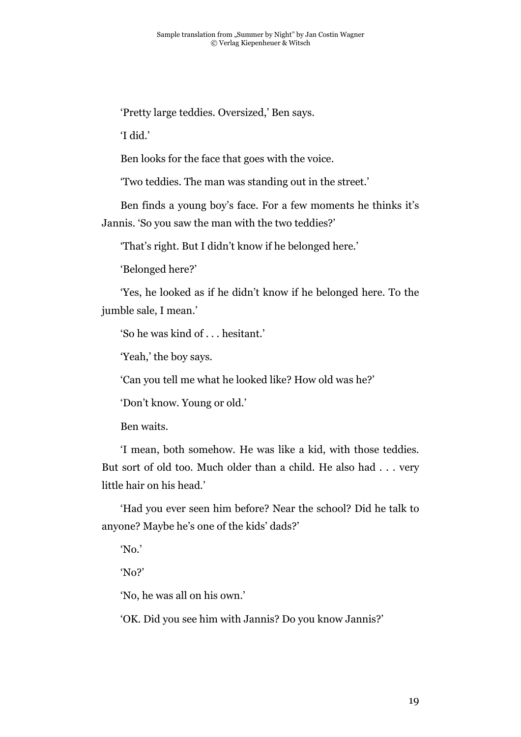'Pretty large teddies. Oversized,' Ben says.

'I did.'

Ben looks for the face that goes with the voice.

'Two teddies. The man was standing out in the street.'

Ben finds a young boy's face. For a few moments he thinks it's Jannis. 'So you saw the man with the two teddies?'

'That's right. But I didn't know if he belonged here.'

'Belonged here?'

'Yes, he looked as if he didn't know if he belonged here. To the jumble sale, I mean.'

'So he was kind of . . . hesitant.'

'Yeah,' the boy says.

'Can you tell me what he looked like? How old was he?'

'Don't know. Young or old.'

Ben waits.

'I mean, both somehow. He was like a kid, with those teddies. But sort of old too. Much older than a child. He also had . . . very little hair on his head.'

'Had you ever seen him before? Near the school? Did he talk to anyone? Maybe he's one of the kids' dads?'

'No.'

'No?'

'No, he was all on his own.'

'OK. Did you see him with Jannis? Do you know Jannis?'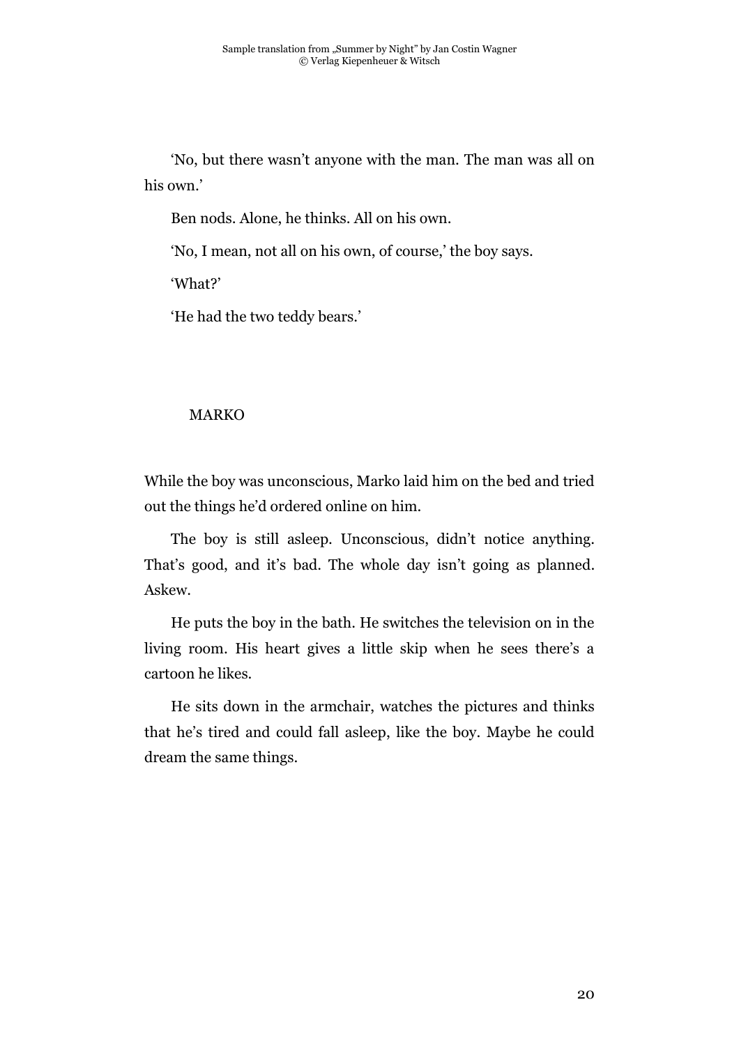'No, but there wasn't anyone with the man. The man was all on his own.'

Ben nods. Alone, he thinks. All on his own.

'No, I mean, not all on his own, of course,' the boy says.

'What?'

'He had the two teddy bears.'

## MARKO

While the boy was unconscious, Marko laid him on the bed and tried out the things he'd ordered online on him.

The boy is still asleep. Unconscious, didn't notice anything. That's good, and it's bad. The whole day isn't going as planned. Askew.

He puts the boy in the bath. He switches the television on in the living room. His heart gives a little skip when he sees there's a cartoon he likes.

He sits down in the armchair, watches the pictures and thinks that he's tired and could fall asleep, like the boy. Maybe he could dream the same things.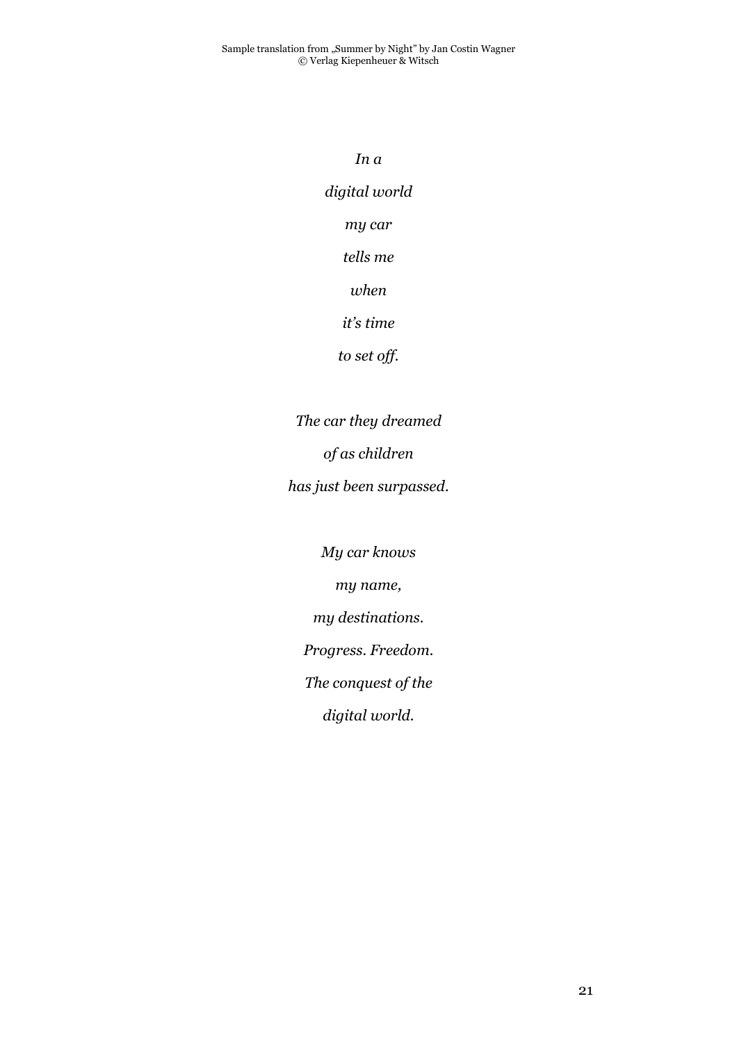*In a*

*digital world*

*my car*

*tells me*

*when*

*it's time*

*to set off.*

*The car they dreamed*

*of as children*

*has just been surpassed.*

*My car knows*

*my name,*

*my destinations.*

*Progress. Freedom.*

*The conquest of the*

*digital world.*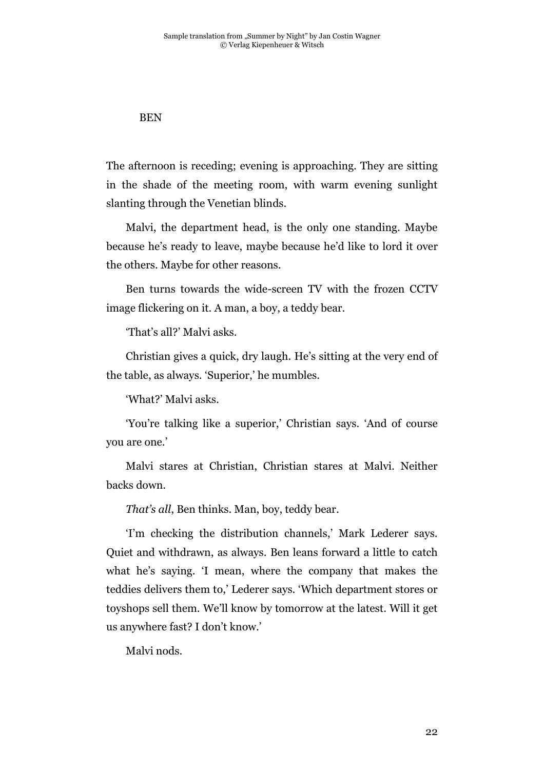## BEN

The afternoon is receding; evening is approaching. They are sitting in the shade of the meeting room, with warm evening sunlight slanting through the Venetian blinds.

Malvi, the department head, is the only one standing. Maybe because he's ready to leave, maybe because he'd like to lord it over the others. Maybe for other reasons.

Ben turns towards the wide-screen TV with the frozen CCTV image flickering on it. A man, a boy, a teddy bear.

'That's all?' Malvi asks.

Christian gives a quick, dry laugh. He's sitting at the very end of the table, as always. 'Superior,' he mumbles.

'What?' Malvi asks.

'You're talking like a superior,' Christian says. 'And of course you are one.'

Malvi stares at Christian, Christian stares at Malvi. Neither backs down.

*That's all*, Ben thinks. Man, boy, teddy bear.

'I'm checking the distribution channels,' Mark Lederer says. Quiet and withdrawn, as always. Ben leans forward a little to catch what he's saying. 'I mean, where the company that makes the teddies delivers them to,' Lederer says. 'Which department stores or toyshops sell them. We'll know by tomorrow at the latest. Will it get us anywhere fast? I don't know.'

Malvi nods.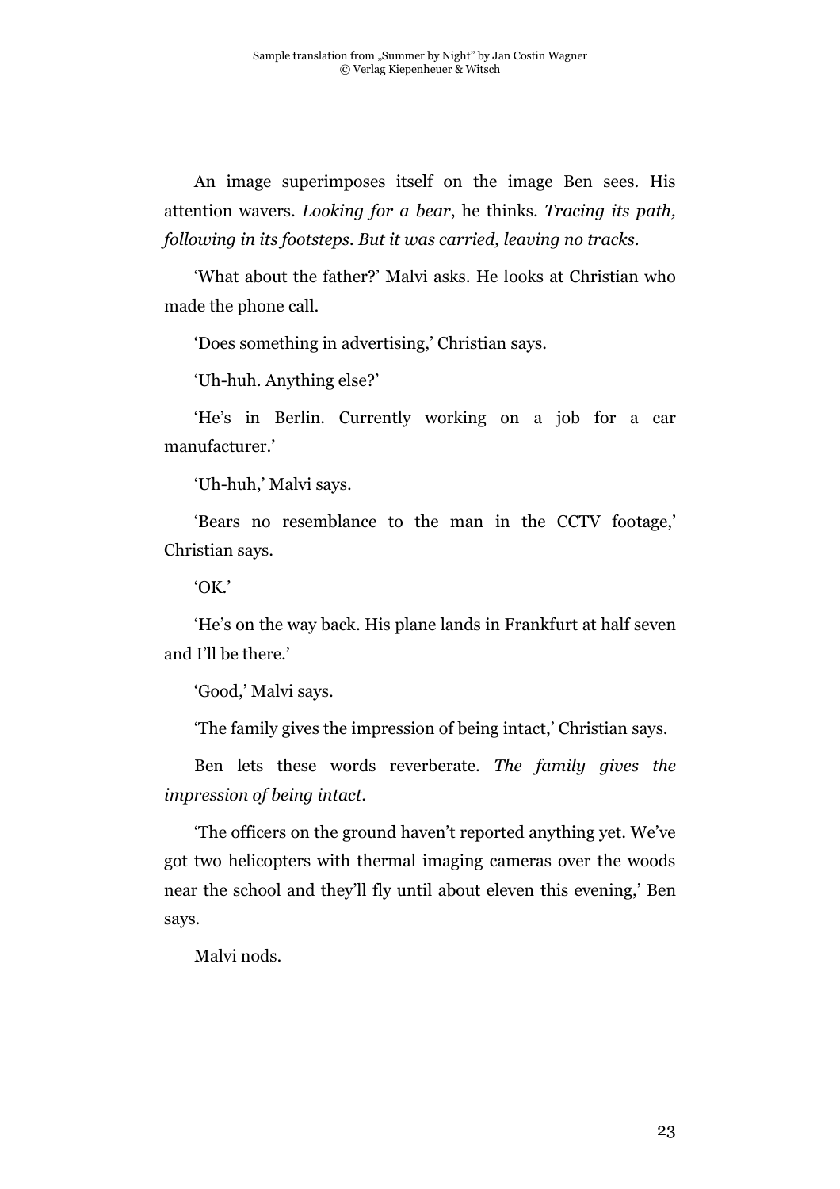An image superimposes itself on the image Ben sees. His attention wavers. *Looking for a bear*, he thinks. *Tracing its path, following in its footsteps. But it was carried, leaving no tracks.*

'What about the father?' Malvi asks. He looks at Christian who made the phone call.

'Does something in advertising,' Christian says.

'Uh-huh. Anything else?'

'He's in Berlin. Currently working on a job for a car manufacturer.'

'Uh-huh,' Malvi says.

'Bears no resemblance to the man in the CCTV footage,' Christian says.

'OK.'

'He's on the way back. His plane lands in Frankfurt at half seven and I'll be there.'

'Good,' Malvi says.

'The family gives the impression of being intact,' Christian says.

Ben lets these words reverberate. *The family gives the impression of being intact.*

'The officers on the ground haven't reported anything yet. We've got two helicopters with thermal imaging cameras over the woods near the school and they'll fly until about eleven this evening,' Ben says.

Malvi nods.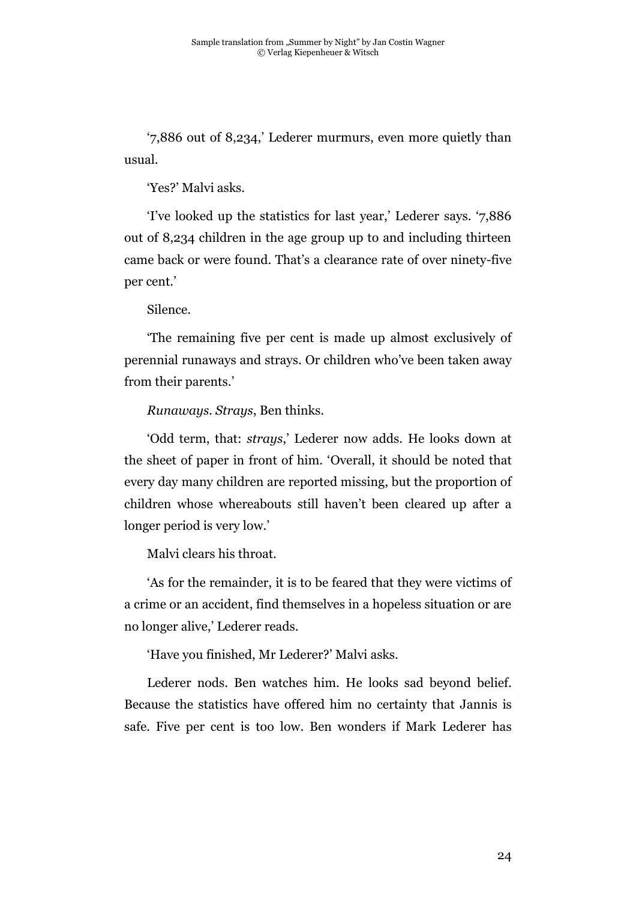'7,886 out of 8,234,' Lederer murmurs, even more quietly than usual.

'Yes?' Malvi asks.

'I've looked up the statistics for last year,' Lederer says. '7,886 out of 8,234 children in the age group up to and including thirteen came back or were found. That's a clearance rate of over ninety-five per cent.'

Silence.

'The remaining five per cent is made up almost exclusively of perennial runaways and strays. Or children who've been taken away from their parents.'

*Runaways. Strays*, Ben thinks.

'Odd term, that: *strays*,' Lederer now adds. He looks down at the sheet of paper in front of him. 'Overall, it should be noted that every day many children are reported missing, but the proportion of children whose whereabouts still haven't been cleared up after a longer period is very low.'

Malvi clears his throat.

'As for the remainder, it is to be feared that they were victims of a crime or an accident, find themselves in a hopeless situation or are no longer alive,' Lederer reads.

'Have you finished, Mr Lederer?' Malvi asks.

Lederer nods. Ben watches him. He looks sad beyond belief. Because the statistics have offered him no certainty that Jannis is safe. Five per cent is too low. Ben wonders if Mark Lederer has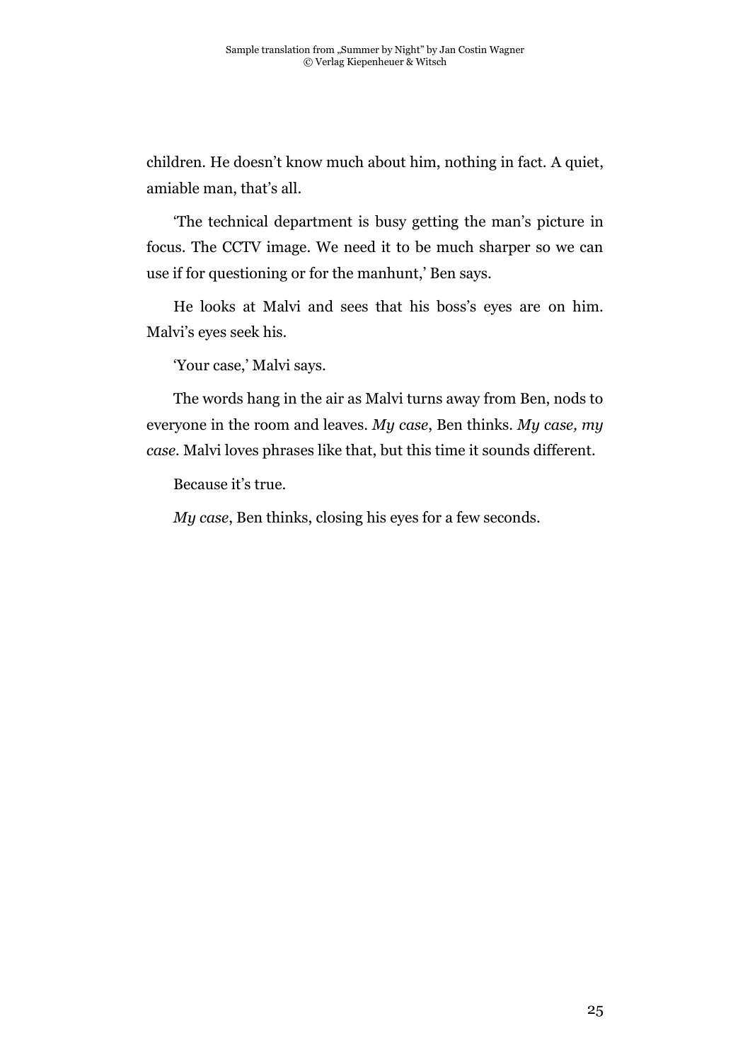children. He doesn't know much about him, nothing in fact. A quiet, amiable man, that's all.

'The technical department is busy getting the man's picture in focus. The CCTV image. We need it to be much sharper so we can use if for questioning or for the manhunt,' Ben says.

He looks at Malvi and sees that his boss's eyes are on him. Malvi's eyes seek his.

'Your case,' Malvi says.

The words hang in the air as Malvi turns away from Ben, nods to everyone in the room and leaves. *My case*, Ben thinks. *My case, my case.* Malvi loves phrases like that, but this time it sounds different.

Because it's true.

*My case*, Ben thinks, closing his eyes for a few seconds.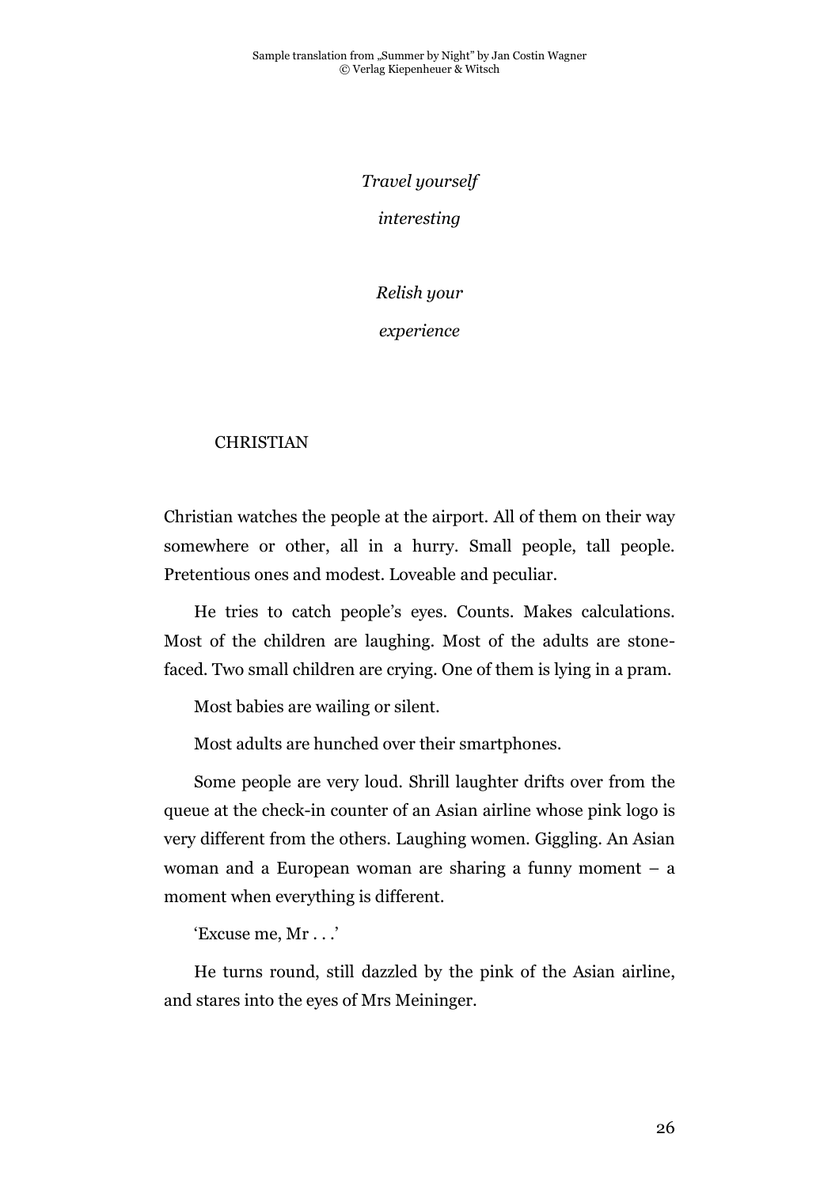*Travel yourself*

*interesting*

*Relish your*

*experience*

CHRISTIAN

Christian watches the people at the airport. All of them on their way somewhere or other, all in a hurry. Small people, tall people. Pretentious ones and modest. Loveable and peculiar.

He tries to catch people's eyes. Counts. Makes calculations. Most of the children are laughing. Most of the adults are stone-faced. Two small children are crying. One of them is lying in a pram.

Most babies are wailing or silent.

Most adults are hunched over their smartphones.

Some people are very loud. Shrill laughter drifts over from the queue at the check-in counter of an Asian airline whose pink logo is very different from the others. Laughing women. Giggling. An Asian woman and a European woman are sharing a funny moment – a moment when everything is different.

'Excuse me, Mr . . .'

He turns round, still dazzled by the pink of the Asian airline, and stares into the eyes of Mrs Meininger.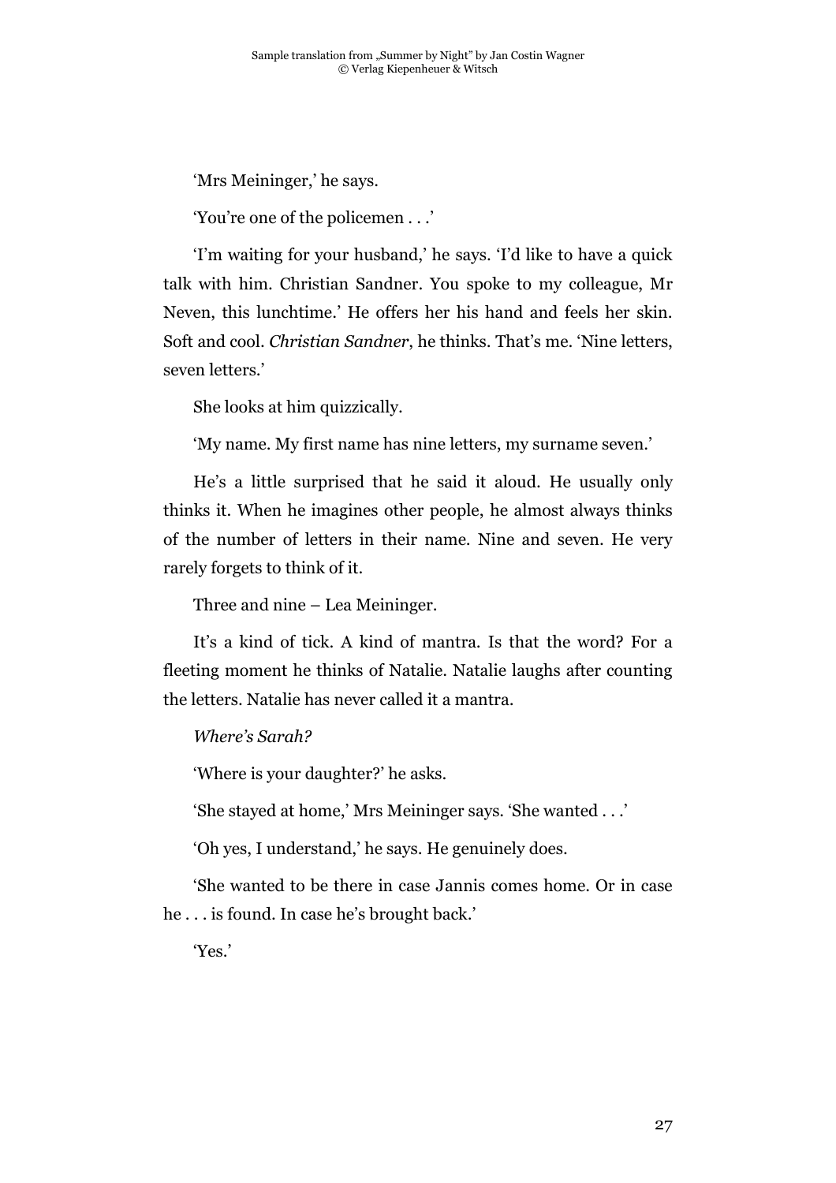'Mrs Meininger,' he says.

'You're one of the policemen . . .'

'I'm waiting for your husband,' he says. 'I'd like to have a quick talk with him. Christian Sandner. You spoke to my colleague, Mr Neven, this lunchtime.' He offers her his hand and feels her skin. Soft and cool. *Christian Sandner*, he thinks. That's me. 'Nine letters, seven letters.'

She looks at him quizzically.

'My name. My first name has nine letters, my surname seven.'

He's a little surprised that he said it aloud. He usually only thinks it. When he imagines other people, he almost always thinks of the number of letters in their name. Nine and seven. He very rarely forgets to think of it.

Three and nine – Lea Meininger.

It's a kind of tick. A kind of mantra. Is that the word? For a fleeting moment he thinks of Natalie. Natalie laughs after counting the letters. Natalie has never called it a mantra.

*Where's Sarah?*

'Where is your daughter?' he asks.

'She stayed at home,' Mrs Meininger says. 'She wanted . . .'

'Oh yes, I understand,' he says. He genuinely does.

'She wanted to be there in case Jannis comes home. Or in case he . . . is found. In case he's brought back.'

'Yes.'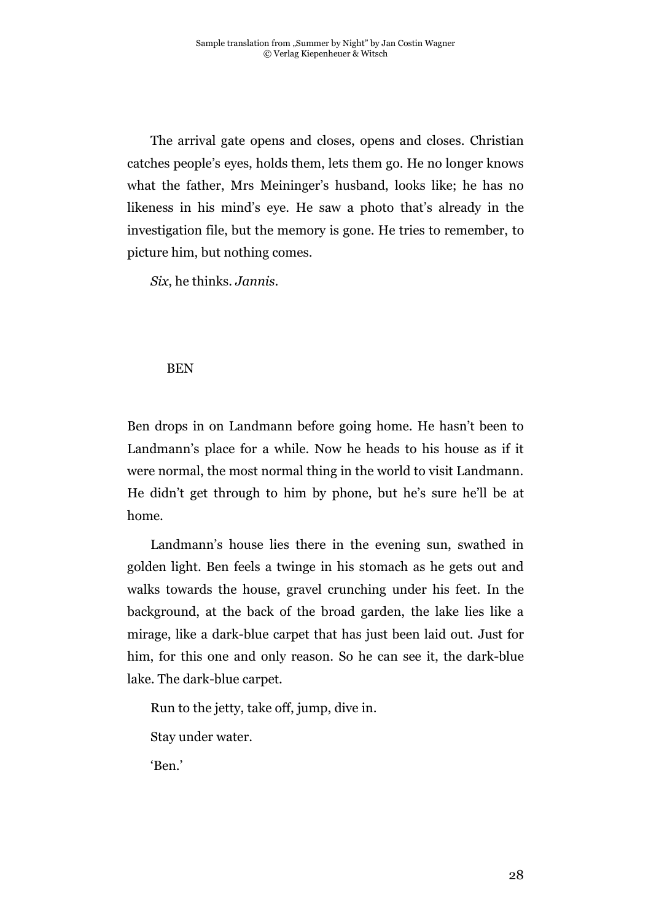The arrival gate opens and closes, opens and closes. Christian catches people's eyes, holds them, lets them go. He no longer knows what the father, Mrs Meininger's husband, looks like; he has no likeness in his mind's eye. He saw a photo that's already in the investigation file, but the memory is gone. He tries to remember, to picture him, but nothing comes.

*Six*, he thinks. *Jannis*.

## BEN

Ben drops in on Landmann before going home. He hasn't been to Landmann's place for a while. Now he heads to his house as if it were normal, the most normal thing in the world to visit Landmann. He didn't get through to him by phone, but he's sure he'll be at home.

Landmann's house lies there in the evening sun, swathed in golden light. Ben feels a twinge in his stomach as he gets out and walks towards the house, gravel crunching under his feet. In the background, at the back of the broad garden, the lake lies like a mirage, like a dark-blue carpet that has just been laid out. Just for him, for this one and only reason. So he can see it, the dark-blue lake. The dark-blue carpet.

Run to the jetty, take off, jump, dive in.

Stay under water.

'Ben.'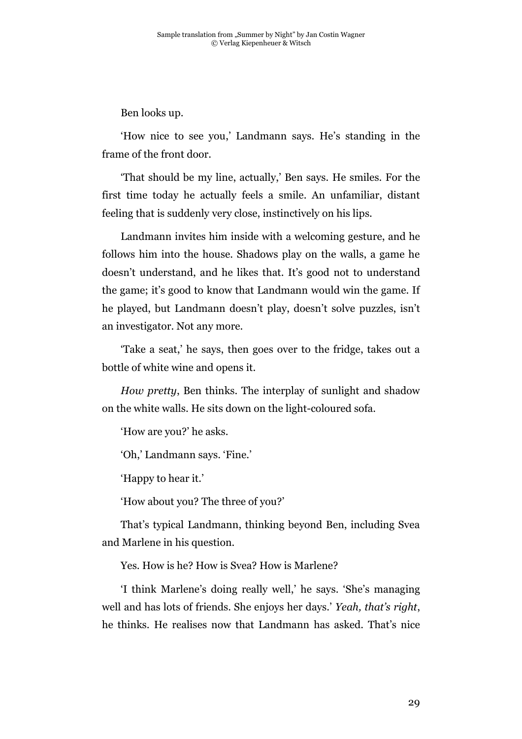Ben looks up.

'How nice to see you,' Landmann says. He's standing in the frame of the front door.

'That should be my line, actually,' Ben says. He smiles. For the first time today he actually feels a smile. An unfamiliar, distant feeling that is suddenly very close, instinctively on his lips.

Landmann invites him inside with a welcoming gesture, and he follows him into the house. Shadows play on the walls, a game he doesn't understand, and he likes that. It's good not to understand the game; it's good to know that Landmann would win the game. If he played, but Landmann doesn't play, doesn't solve puzzles, isn't an investigator. Not any more.

'Take a seat,' he says, then goes over to the fridge, takes out a bottle of white wine and opens it.

*How pretty*, Ben thinks. The interplay of sunlight and shadow on the white walls. He sits down on the light-coloured sofa.

'How are you?' he asks.

'Oh,' Landmann says. 'Fine.'

'Happy to hear it.'

'How about you? The three of you?'

That's typical Landmann, thinking beyond Ben, including Svea and Marlene in his question.

Yes. How is he? How is Svea? How is Marlene?

'I think Marlene's doing really well,' he says. 'She's managing well and has lots of friends. She enjoys her days.' *Yeah, that's right*, he thinks. He realises now that Landmann has asked. That's nice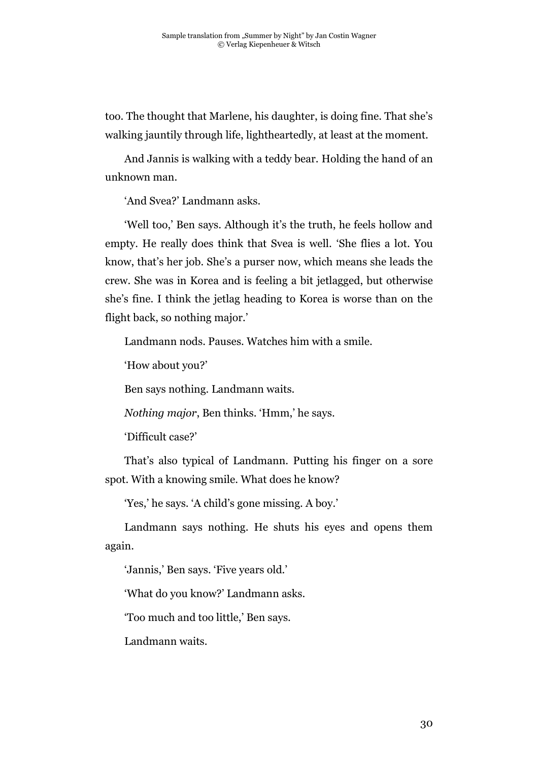too. The thought that Marlene, his daughter, is doing fine. That she's walking jauntily through life, lightheartedly, at least at the moment.

And Jannis is walking with a teddy bear. Holding the hand of an unknown man.

'And Svea?' Landmann asks.

'Well too,' Ben says. Although it's the truth, he feels hollow and empty. He really does think that Svea is well. 'She flies a lot. You know, that's her job. She's a purser now, which means she leads the crew. She was in Korea and is feeling a bit jetlagged, but otherwise she's fine. I think the jetlag heading to Korea is worse than on the flight back, so nothing major.'

Landmann nods. Pauses. Watches him with a smile.

'How about you?'

Ben says nothing. Landmann waits.

*Nothing major*, Ben thinks. 'Hmm,' he says.

'Difficult case?'

That's also typical of Landmann. Putting his finger on a sore spot. With a knowing smile. What does he know?

'Yes,' he says. 'A child's gone missing. A boy.'

Landmann says nothing. He shuts his eyes and opens them again.

'Jannis,' Ben says. 'Five years old.'

'What do you know?' Landmann asks.

'Too much and too little,' Ben says.

Landmann waits.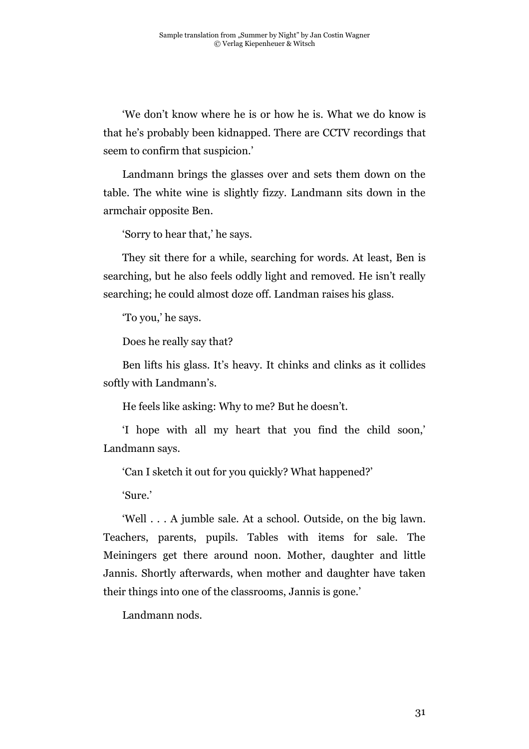'We don't know where he is or how he is. What we do know is that he's probably been kidnapped. There are CCTV recordings that seem to confirm that suspicion.'

Landmann brings the glasses over and sets them down on the table. The white wine is slightly fizzy. Landmann sits down in the armchair opposite Ben.

'Sorry to hear that,' he says.

They sit there for a while, searching for words. At least, Ben is searching, but he also feels oddly light and removed. He isn't really searching; he could almost doze off. Landman raises his glass.

'To you,' he says.

Does he really say that?

Ben lifts his glass. It's heavy. It chinks and clinks as it collides softly with Landmann's.

He feels like asking: Why to me? But he doesn't.

'I hope with all my heart that you find the child soon,' Landmann says.

'Can I sketch it out for you quickly? What happened?'

'Sure.'

'Well . . . A jumble sale. At a school. Outside, on the big lawn. Teachers, parents, pupils. Tables with items for sale. The Meiningers get there around noon. Mother, daughter and little Jannis. Shortly afterwards, when mother and daughter have taken their things into one of the classrooms, Jannis is gone.'

Landmann nods.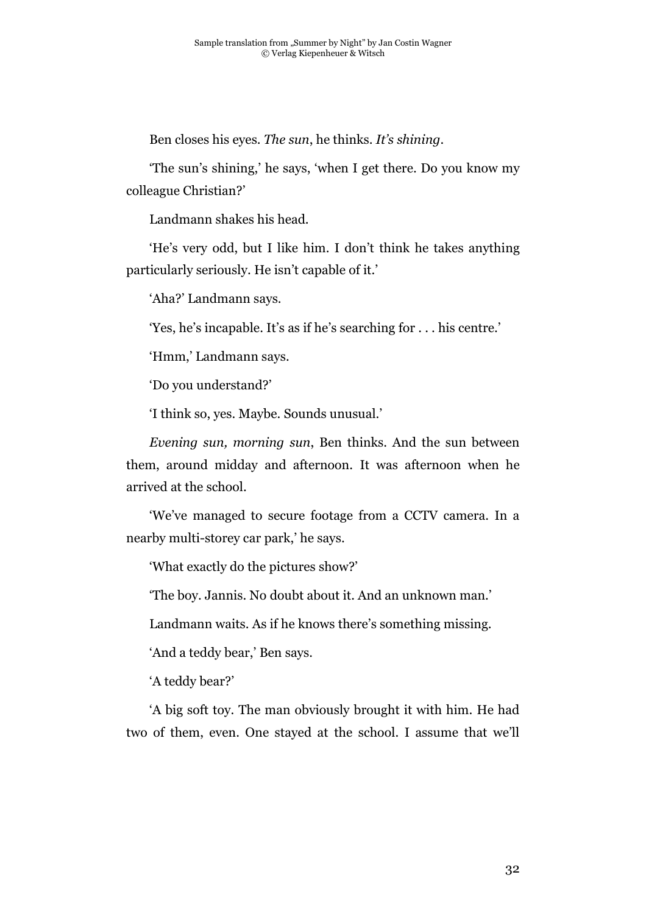Ben closes his eyes. *The sun*, he thinks. *It's shining*.

'The sun's shining,' he says, 'when I get there. Do you know my colleague Christian?'

Landmann shakes his head.

'He's very odd, but I like him. I don't think he takes anything particularly seriously. He isn't capable of it.'

'Aha?' Landmann says.

'Yes, he's incapable. It's as if he's searching for . . . his centre.'

'Hmm,' Landmann says.

'Do you understand?'

'I think so, yes. Maybe. Sounds unusual.'

*Evening sun, morning sun*, Ben thinks. And the sun between them, around midday and afternoon. It was afternoon when he arrived at the school.

'We've managed to secure footage from a CCTV camera. In a nearby multi-storey car park,' he says.

'What exactly do the pictures show?'

'The boy. Jannis. No doubt about it. And an unknown man.'

Landmann waits. As if he knows there's something missing.

'And a teddy bear,' Ben says.

'A teddy bear?'

'A big soft toy. The man obviously brought it with him. He had two of them, even. One stayed at the school. I assume that we'll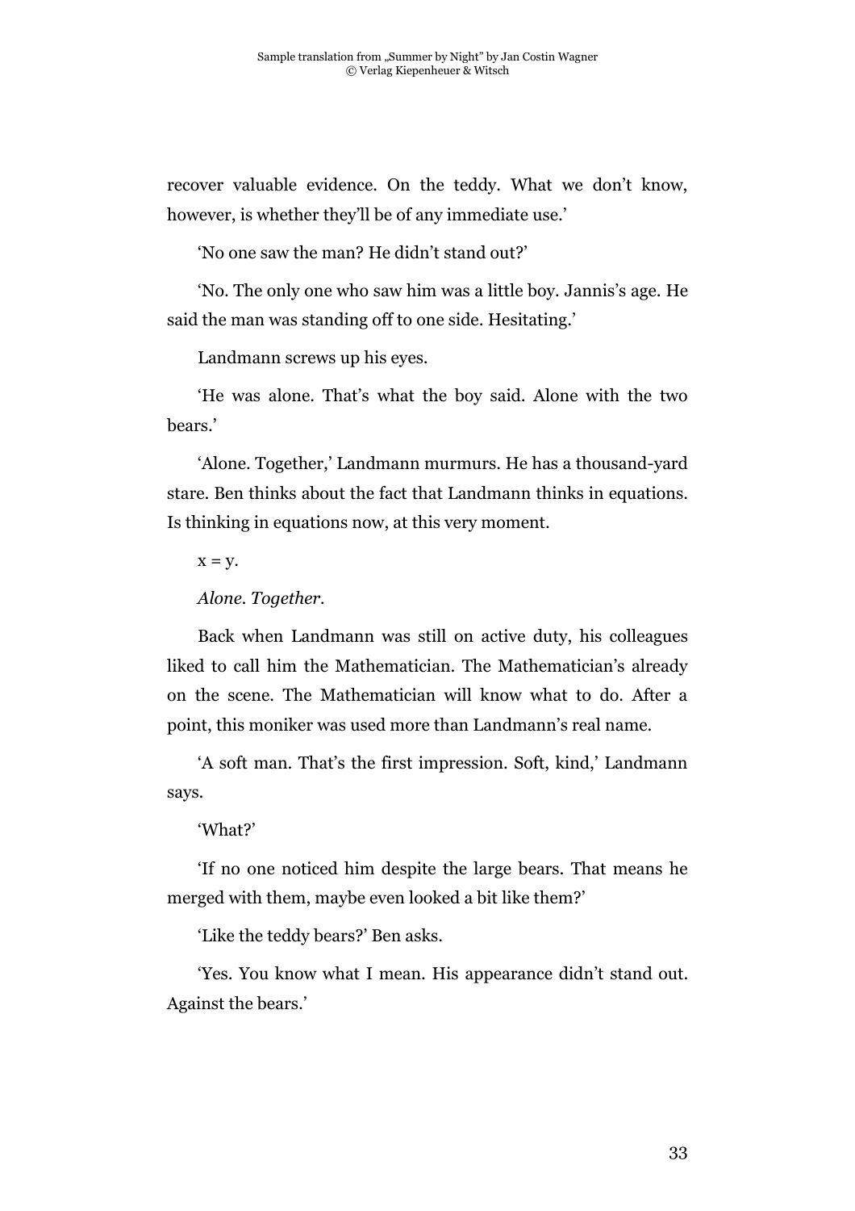recover valuable evidence. On the teddy. What we don't know, however, is whether they'll be of any immediate use.'

'No one saw the man? He didn't stand out?'

'No. The only one who saw him was a little boy. Jannis's age. He said the man was standing off to one side. Hesitating.'

Landmann screws up his eyes.

'He was alone. That's what the boy said. Alone with the two bears.'

'Alone. Together,' Landmann murmurs. He has a thousand-yard stare. Ben thinks about the fact that Landmann thinks in equations. Is thinking in equations now, at this very moment.

$x = y$.

*Alone. Together.*

Back when Landmann was still on active duty, his colleagues liked to call him the Mathematician. The Mathematician's already on the scene. The Mathematician will know what to do. After a point, this moniker was used more than Landmann's real name.

'A soft man. That's the first impression. Soft, kind,' Landmann says.

'What?'

'If no one noticed him despite the large bears. That means he merged with them, maybe even looked a bit like them?'

'Like the teddy bears?' Ben asks.

'Yes. You know what I mean. His appearance didn't stand out. Against the bears.'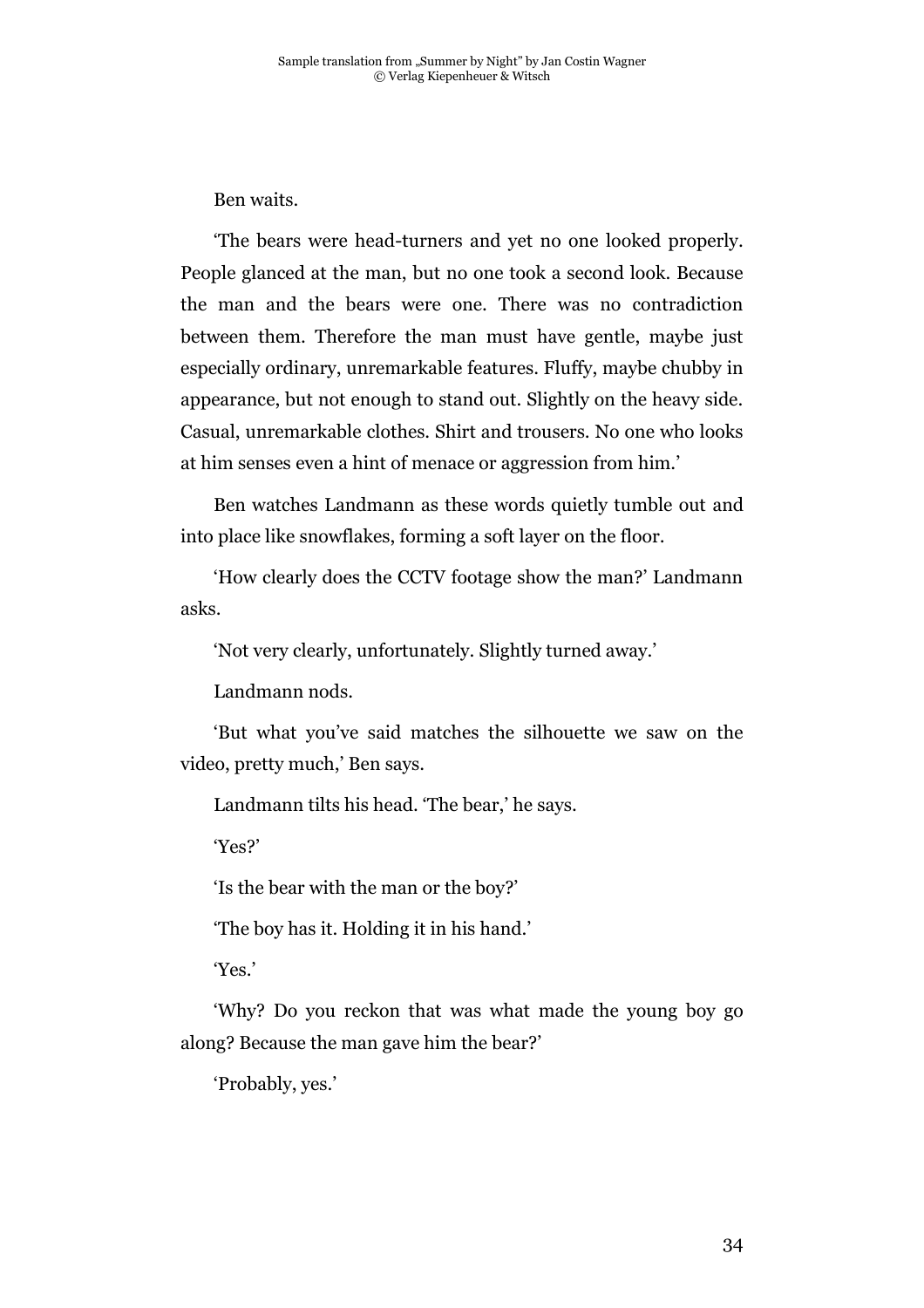Ben waits.

'The bears were head-turners and yet no one looked properly. People glanced at the man, but no one took a second look. Because the man and the bears were one. There was no contradiction between them. Therefore the man must have gentle, maybe just especially ordinary, unremarkable features. Fluffy, maybe chubby in appearance, but not enough to stand out. Slightly on the heavy side. Casual, unremarkable clothes. Shirt and trousers. No one who looks at him senses even a hint of menace or aggression from him.'

Ben watches Landmann as these words quietly tumble out and into place like snowflakes, forming a soft layer on the floor.

'How clearly does the CCTV footage show the man?' Landmann asks.

'Not very clearly, unfortunately. Slightly turned away.'

Landmann nods.

'But what you've said matches the silhouette we saw on the video, pretty much,' Ben says.

Landmann tilts his head. 'The bear,' he says.

'Yes?'

'Is the bear with the man or the boy?'

'The boy has it. Holding it in his hand.'

'Yes.'

'Why? Do you reckon that was what made the young boy go along? Because the man gave him the bear?'

'Probably, yes.'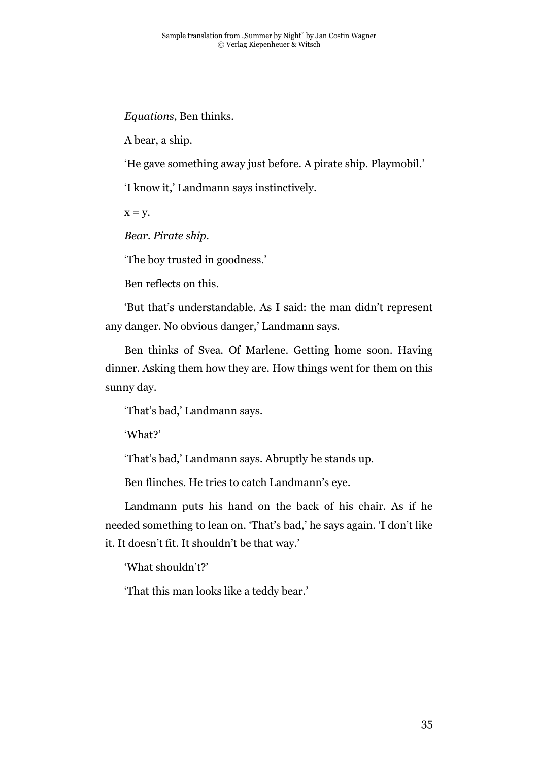*Equations*, Ben thinks.

A bear, a ship.

'He gave something away just before. A pirate ship. Playmobil.'

'I know it,' Landmann says instinctively.

$x = y$.

*Bear. Pirate ship.*

'The boy trusted in goodness.'

Ben reflects on this.

'But that's understandable. As I said: the man didn't represent any danger. No obvious danger,' Landmann says.

Ben thinks of Svea. Of Marlene. Getting home soon. Having dinner. Asking them how they are. How things went for them on this sunny day.

'That's bad,' Landmann says.

'What?'

'That's bad,' Landmann says. Abruptly he stands up.

Ben flinches. He tries to catch Landmann's eye.

Landmann puts his hand on the back of his chair. As if he needed something to lean on. 'That's bad,' he says again. 'I don't like it. It doesn't fit. It shouldn't be that way.'

'What shouldn't?'

'That this man looks like a teddy bear.'